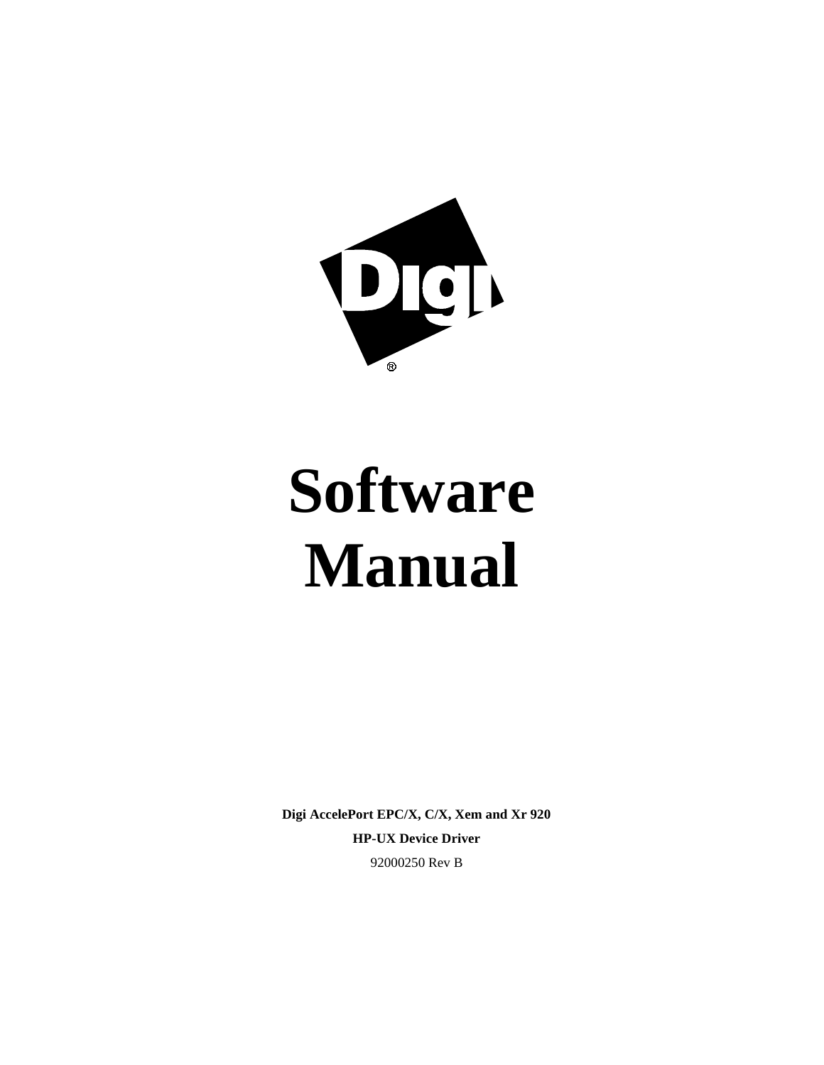# Software Manual

**Digi AccelePort EPC/X, C/X, Xem and Xr 920**

**HP-UX Device Driver**

92000250 Rev B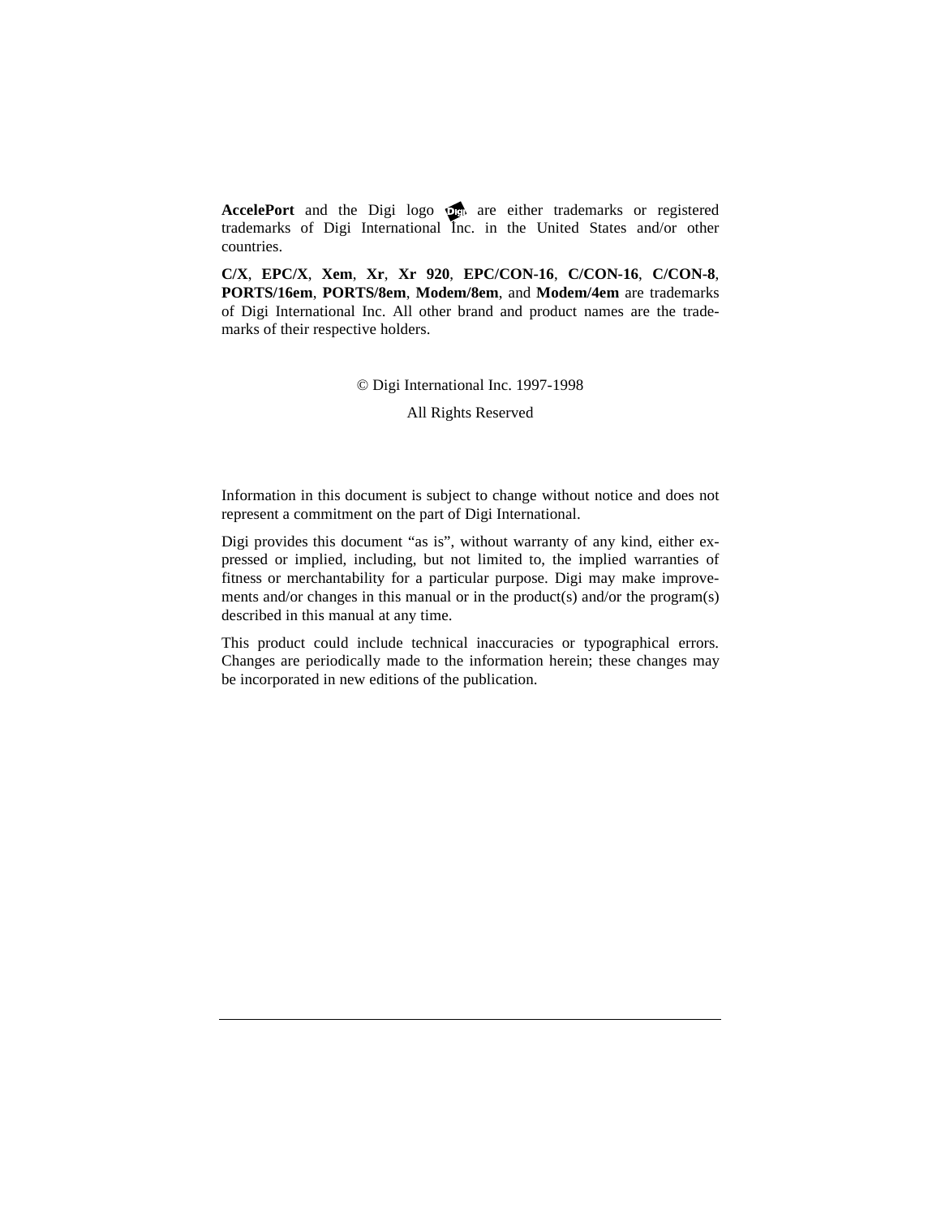**AccelePort** and the Digi logo are either trademarks or registered trademarks of Digi International Inc. in the United States and/or other countries.

**C/X**, **EPC/X**, **Xem**, **Xr**, **Xr 920**, **EPC/CON-16**, **C/CON-16**, **C/CON-8**, **PORTS/16em**, **PORTS/8em**, **Modem/8em**, and **Modem/4em** are trademarks of Digi International Inc. All other brand and product names are the trademarks of their respective holders.

© Digi International Inc. 1997-1998

All Rights Reserved

Information in this document is subject to change without notice and does not represent a commitment on the part of Digi International.

Digi provides this document "as is", without warranty of any kind, either expressed or implied, including, but not limited to, the implied warranties of fitness or merchantability for a particular purpose. Digi may make improvements and/or changes in this manual or in the product(s) and/or the program(s) described in this manual at any time.

This product could include technical inaccuracies or typographical errors. Changes are periodically made to the information herein; these changes may be incorporated in new editions of the publication.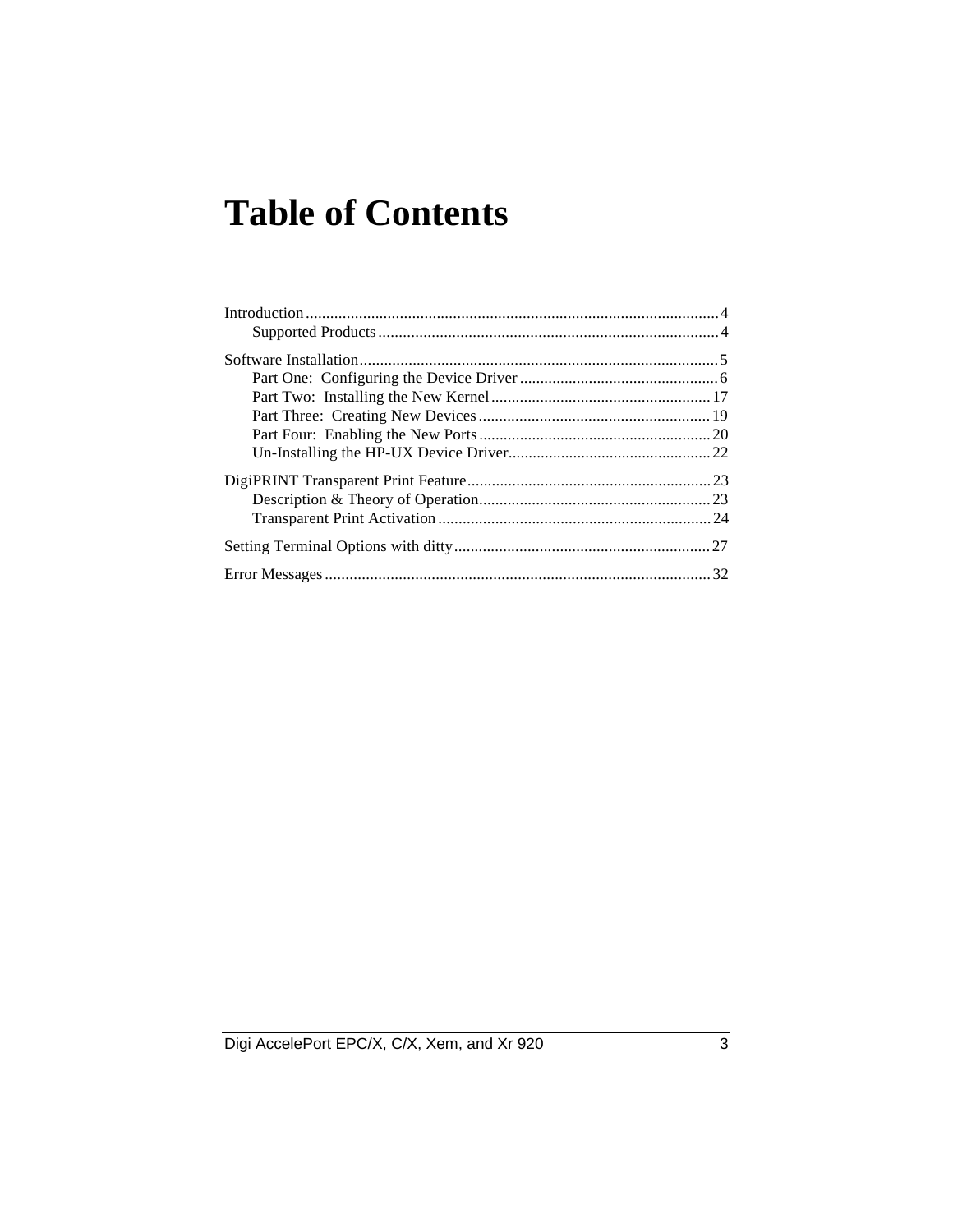# Table of Contents

Introduction....................................................................................................4
    Supported Products..................................................................................4

Software Installation.......................................................................................5
    Part One: Configuring the Device Driver................................................6
    Part Two: Installing the New Kernel......................................................17
    Part Three: Creating New Devices.........................................................19
    Part Four: Enabling the New Ports.........................................................20
    Un-Installing the HP-UX Device Driver..................................................22

DigiPRINT Transparent Print Feature...........................................................23
    Description & Theory of Operation.........................................................23
    Transparent Print Activation...................................................................24

Setting Terminal Options with ditty...............................................................27

Error Messages..............................................................................................32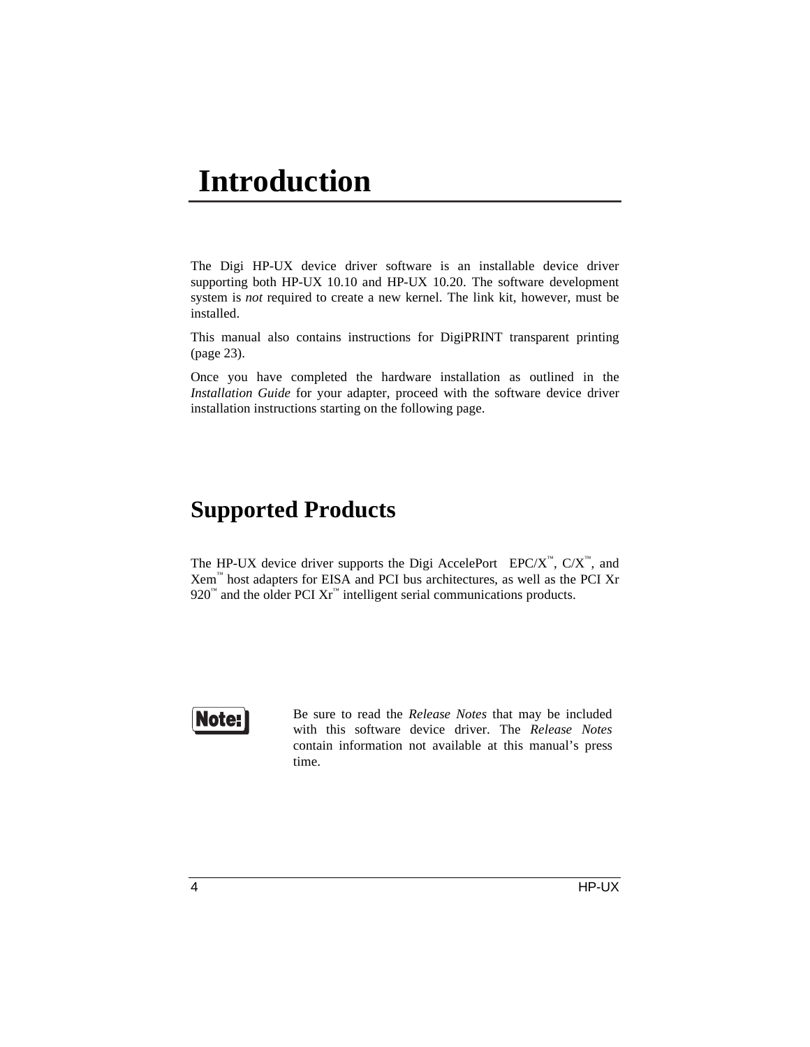# Introduction

The Digi HP-UX device driver software is an installable device driver supporting both HP-UX 10.10 and HP-UX 10.20. The software development system is *not* required to create a new kernel. The link kit, however, must be installed.

This manual also contains instructions for DigiPRINT transparent printing (page 23).

Once you have completed the hardware installation as outlined in the *Installation Guide* for your adapter, proceed with the software device driver installation instructions starting on the following page.

## Supported Products

The HP-UX device driver supports the Digi AccelePort EPC/X™, C/X™, and Xem™ host adapters for EISA and PCI bus architectures, as well as the PCI Xr 920™ and the older PCI Xr™ intelligent serial communications products.

**Note:** Be sure to read the *Release Notes* that may be included with this software device driver. The *Release Notes* contain information not available at this manual's press time.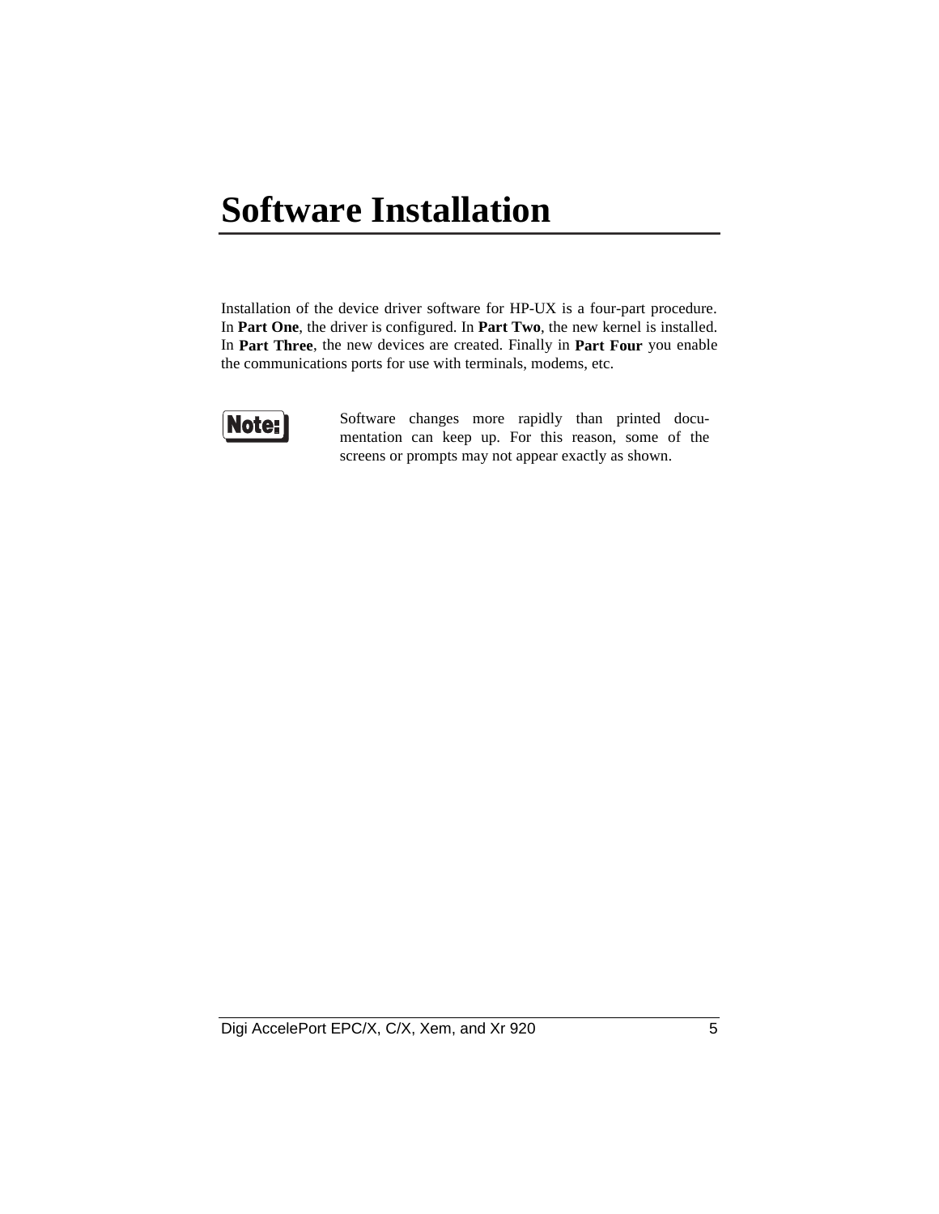# Software Installation

Installation of the device driver software for HP-UX is a four-part procedure. In **Part One**, the driver is configured. In **Part Two**, the new kernel is installed. In **Part Three**, the new devices are created. Finally in **Part Four** you enable the communications ports for use with terminals, modems, etc.

**Note:** Software changes more rapidly than printed documentation can keep up. For this reason, some of the screens or prompts may not appear exactly as shown.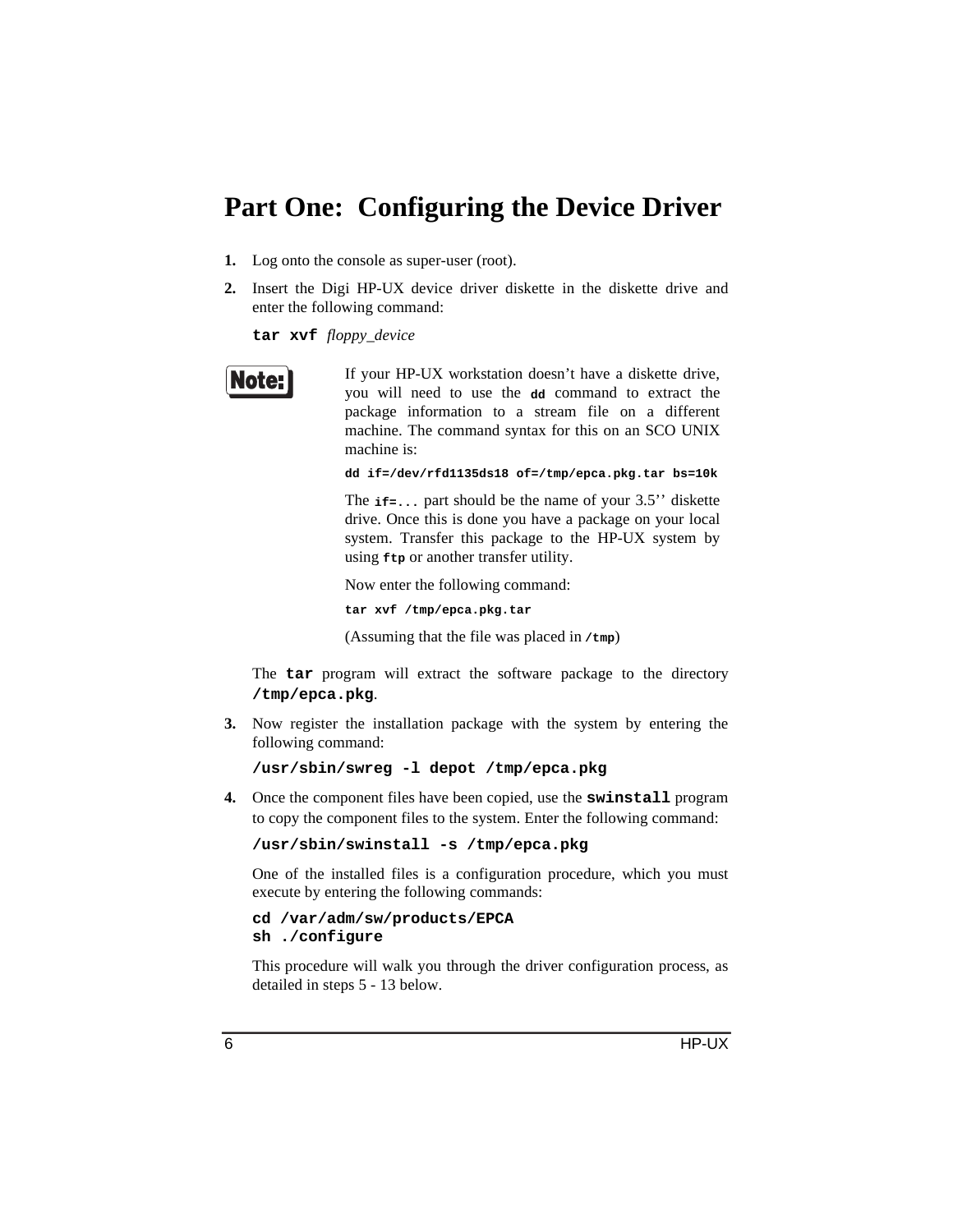# Part One: Configuring the Device Driver

1. Log onto the console as super-user (root).

2. Insert the Digi HP-UX device driver diskette in the diskette drive and enter the following command:

   **`tar xvf`** *floppy_device*

   **Note:** If your HP-UX workstation doesn't have a diskette drive, you will need to use the **`dd`** command to extract the package information to a stream file on a different machine. The command syntax for this on an SCO UNIX machine is:

   ```
   dd if=/dev/rfd1135ds18 of=/tmp/epca.pkg.tar bs=10k
   ```

   The **`if=...`** part should be the name of your 3.5'' diskette drive. Once this is done you have a package on your local system. Transfer this package to the HP-UX system by using **`ftp`** or another transfer utility.

   Now enter the following command:

   ```
   tar xvf /tmp/epca.pkg.tar
   ```

   (Assuming that the file was placed in **`/tmp`**)

   The **`tar`** program will extract the software package to the directory **`/tmp/epca.pkg`**.

3. Now register the installation package with the system by entering the following command:

   ```
   /usr/sbin/swreg -l depot /tmp/epca.pkg
   ```

4. Once the component files have been copied, use the **`swinstall`** program to copy the component files to the system. Enter the following command:

   ```
   /usr/sbin/swinstall -s /tmp/epca.pkg
   ```

   One of the installed files is a configuration procedure, which you must execute by entering the following commands:

   ```
   cd /var/adm/sw/products/EPCA
   sh ./configure
   ```

   This procedure will walk you through the driver configuration process, as detailed in steps 5 - 13 below.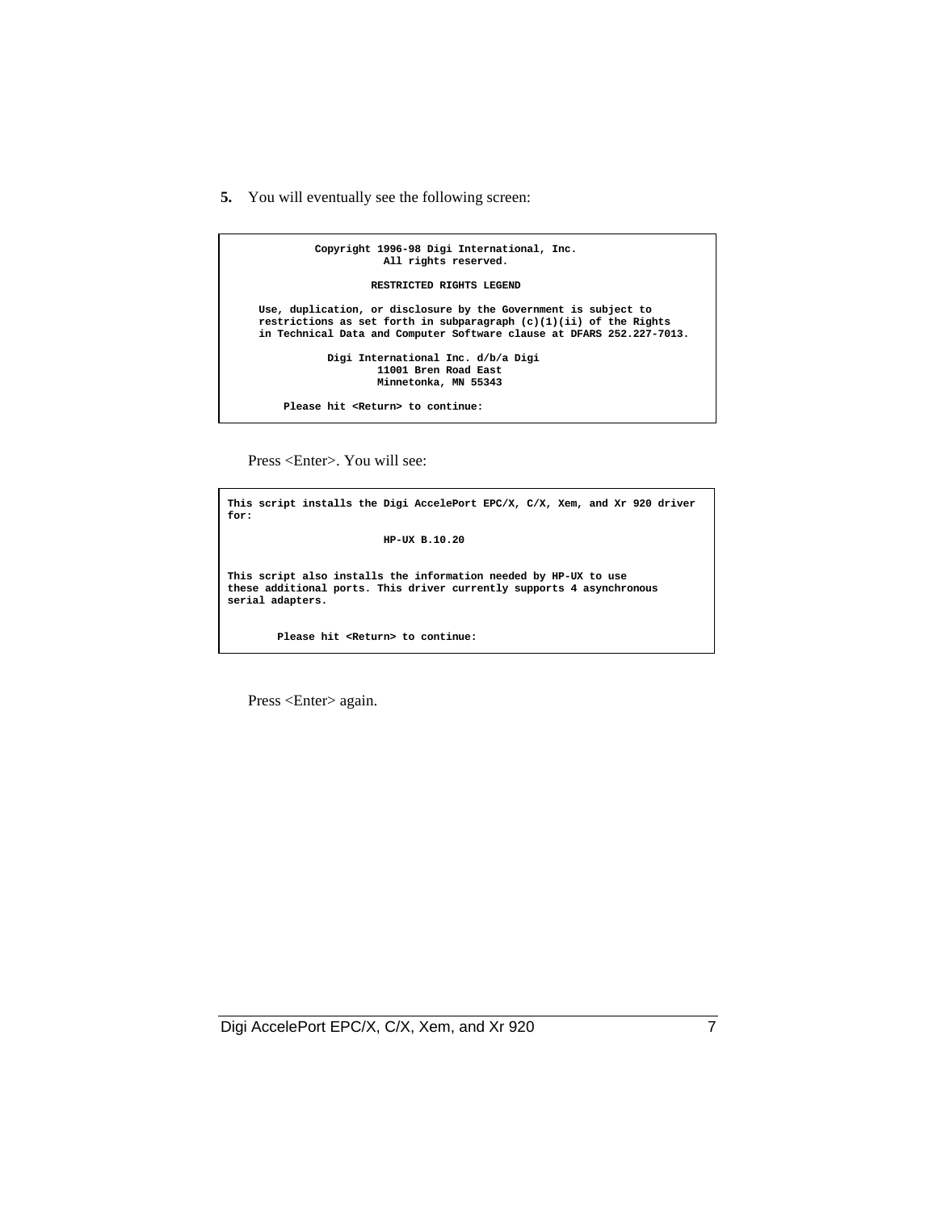5. You will eventually see the following screen:

```
             Copyright 1996-98 Digi International, Inc.
                        All rights reserved.

                      RESTRICTED RIGHTS LEGEND

     Use, duplication, or disclosure by the Government is subject to
     restrictions as set forth in subparagraph (c)(1)(ii) of the Rights
     in Technical Data and Computer Software clause at DFARS 252.227-7013.

               Digi International Inc. d/b/a Digi
                       11001 Bren Road East
                       Minnetonka, MN 55343

         Please hit <Return> to continue:
```

Press <Enter>. You will see:

```
This script installs the Digi AccelePort EPC/X, C/X, Xem, and Xr 920 driver
for:

                         HP-UX B.10.20


This script also installs the information needed by HP-UX to use
these additional ports. This driver currently supports 4 asynchronous
serial adapters.


        Please hit <Return> to continue:
```

Press <Enter> again.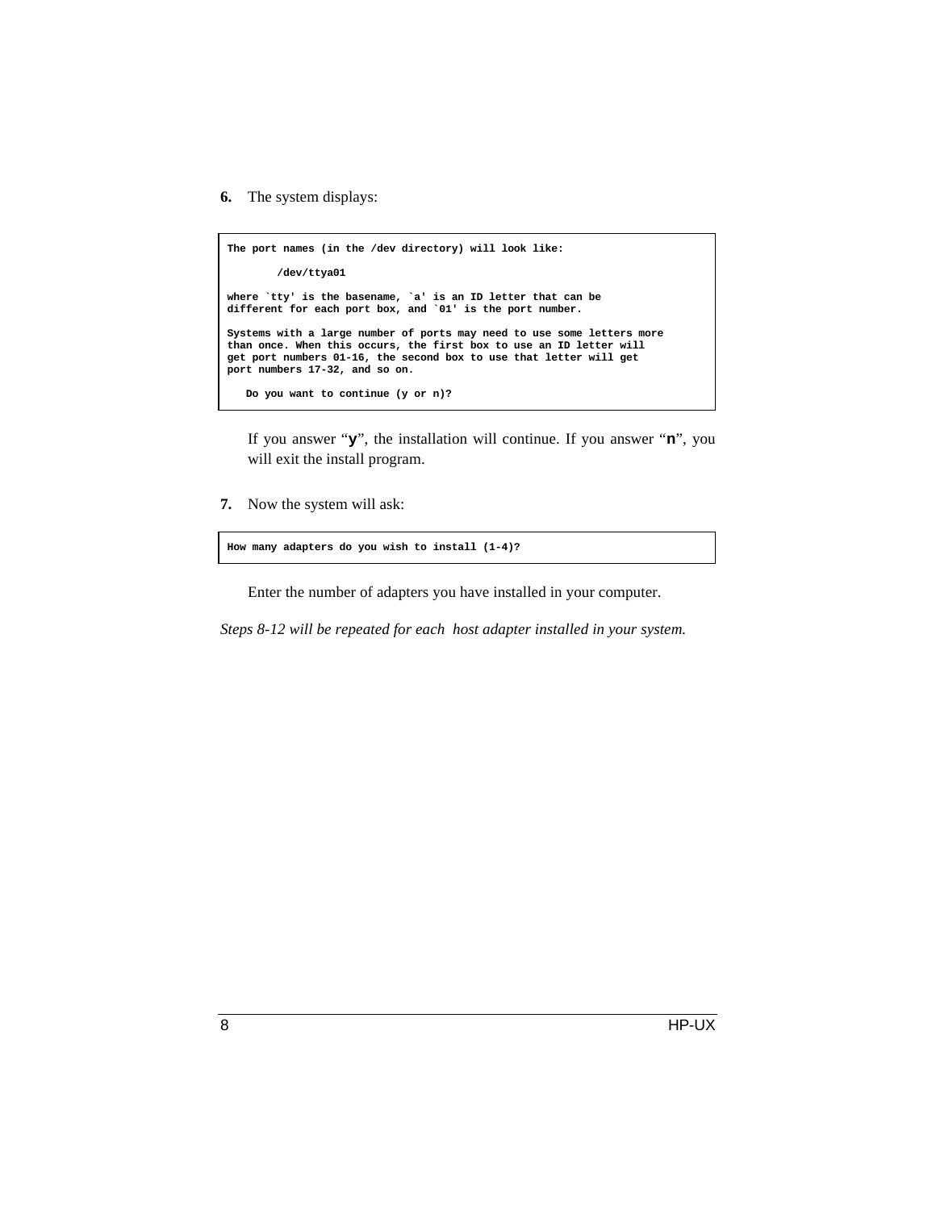**6.** The system displays:

```
The port names (in the /dev directory) will look like:

        /dev/ttya01

where `tty' is the basename, `a' is an ID letter that can be
different for each port box, and `01' is the port number.

Systems with a large number of ports may need to use some letters more
than once. When this occurs, the first box to use an ID letter will
get port numbers 01-16, the second box to use that letter will get
port numbers 17-32, and so on.

   Do you want to continue (y or n)?
```

If you answer "**y**", the installation will continue. If you answer "**n**", you will exit the install program.

**7.** Now the system will ask:

```
How many adapters do you wish to install (1-4)?
```

Enter the number of adapters you have installed in your computer.

*Steps 8-12 will be repeated for each host adapter installed in your system.*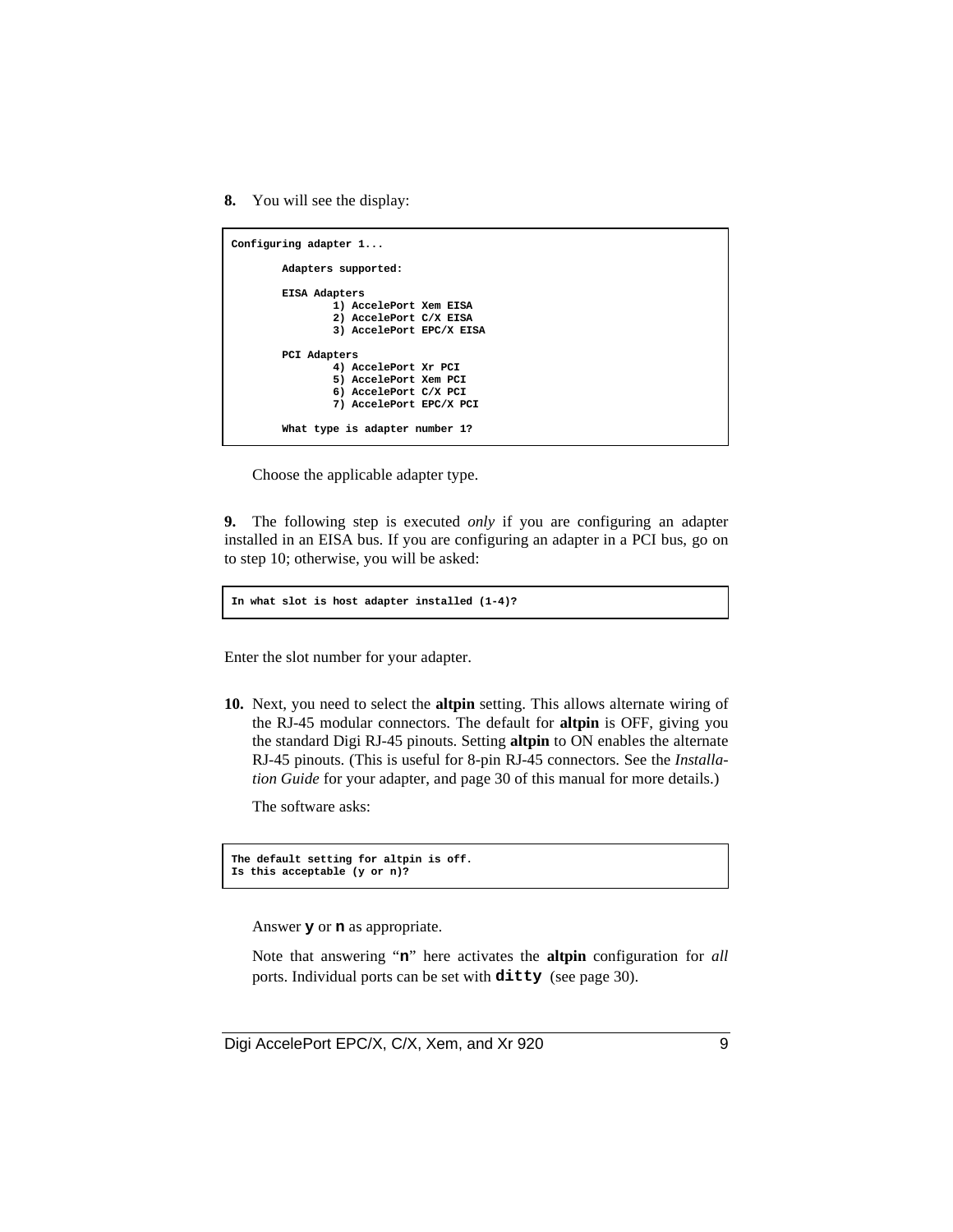8. You will see the display:

```
Configuring adapter 1...

        Adapters supported:

        EISA Adapters
                1) AccelePort Xem EISA
                2) AccelePort C/X EISA
                3) AccelePort EPC/X EISA

        PCI Adapters
                4) AccelePort Xr PCI
                5) AccelePort Xem PCI
                6) AccelePort C/X PCI
                7) AccelePort EPC/X PCI

        What type is adapter number 1?
```

Choose the applicable adapter type.

9. The following step is executed *only* if you are configuring an adapter installed in an EISA bus. If you are configuring an adapter in a PCI bus, go on to step 10; otherwise, you will be asked:

```
In what slot is host adapter installed (1-4)?
```

Enter the slot number for your adapter.

10. Next, you need to select the **altpin** setting. This allows alternate wiring of the RJ-45 modular connectors. The default for **altpin** is OFF, giving you the standard Digi RJ-45 pinouts. Setting **altpin** to ON enables the alternate RJ-45 pinouts. (This is useful for 8-pin RJ-45 connectors. See the *Installation Guide* for your adapter, and page 30 of this manual for more details.)

The software asks:

```
The default setting for altpin is off.
Is this acceptable (y or n)?
```

Answer **y** or **n** as appropriate.

Note that answering "**n**" here activates the **altpin** configuration for *all* ports. Individual ports can be set with **ditty** (see page 30).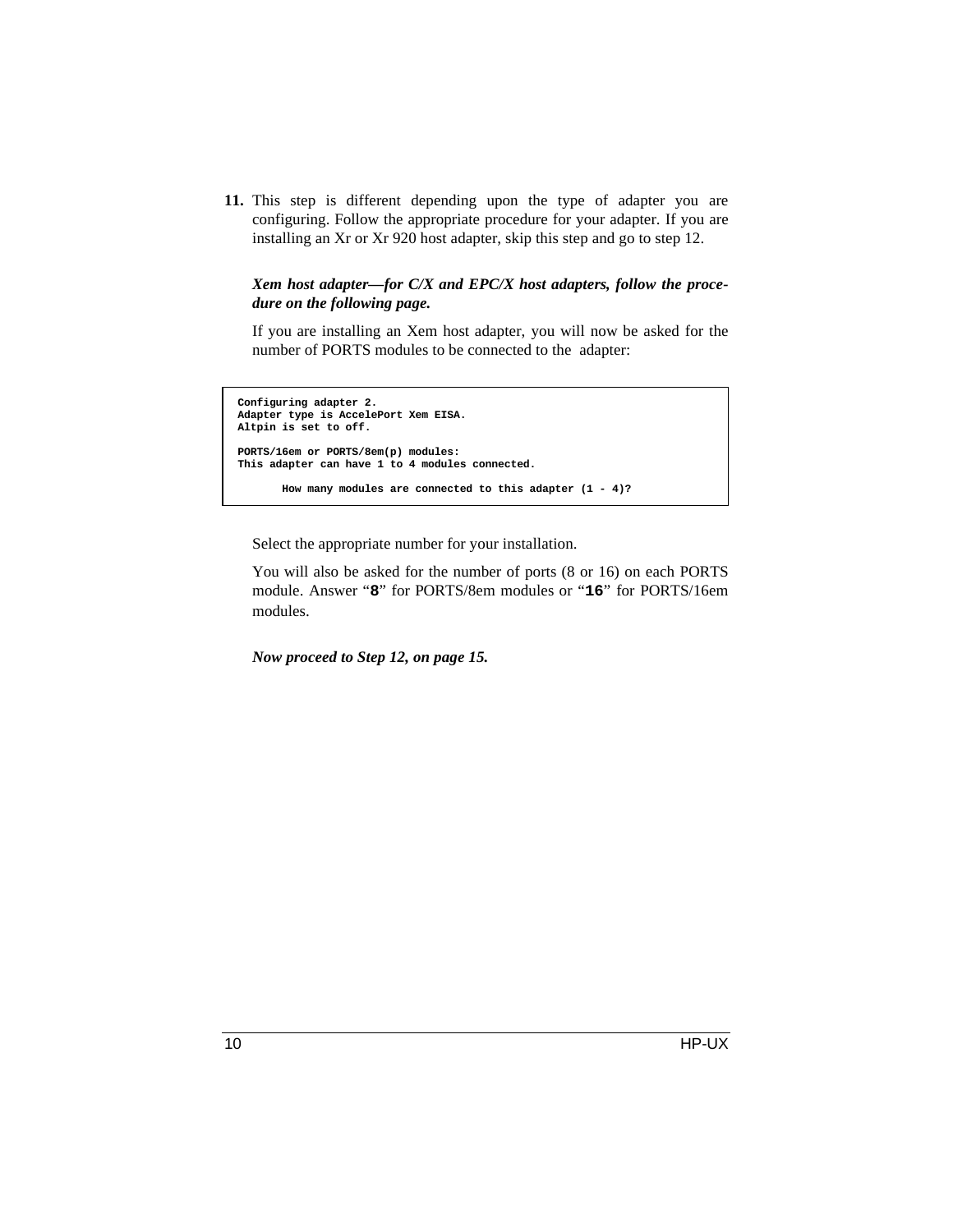**11.** This step is different depending upon the type of adapter you are configuring. Follow the appropriate procedure for your adapter. If you are installing an Xr or Xr 920 host adapter, skip this step and go to step 12.

***Xem host adapter—for C/X and EPC/X host adapters, follow the procedure on the following page.***

If you are installing an Xem host adapter, you will now be asked for the number of PORTS modules to be connected to the adapter:

```
Configuring adapter 2.
Adapter type is AccelePort Xem EISA.
Altpin is set to off.

PORTS/16em or PORTS/8em(p) modules:
This adapter can have 1 to 4 modules connected.

       How many modules are connected to this adapter (1 - 4)?
```

Select the appropriate number for your installation.

You will also be asked for the number of ports (8 or 16) on each PORTS module. Answer “**`8`**” for PORTS/8em modules or “**`16`**” for PORTS/16em modules.

***Now proceed to Step 12, on page 15.***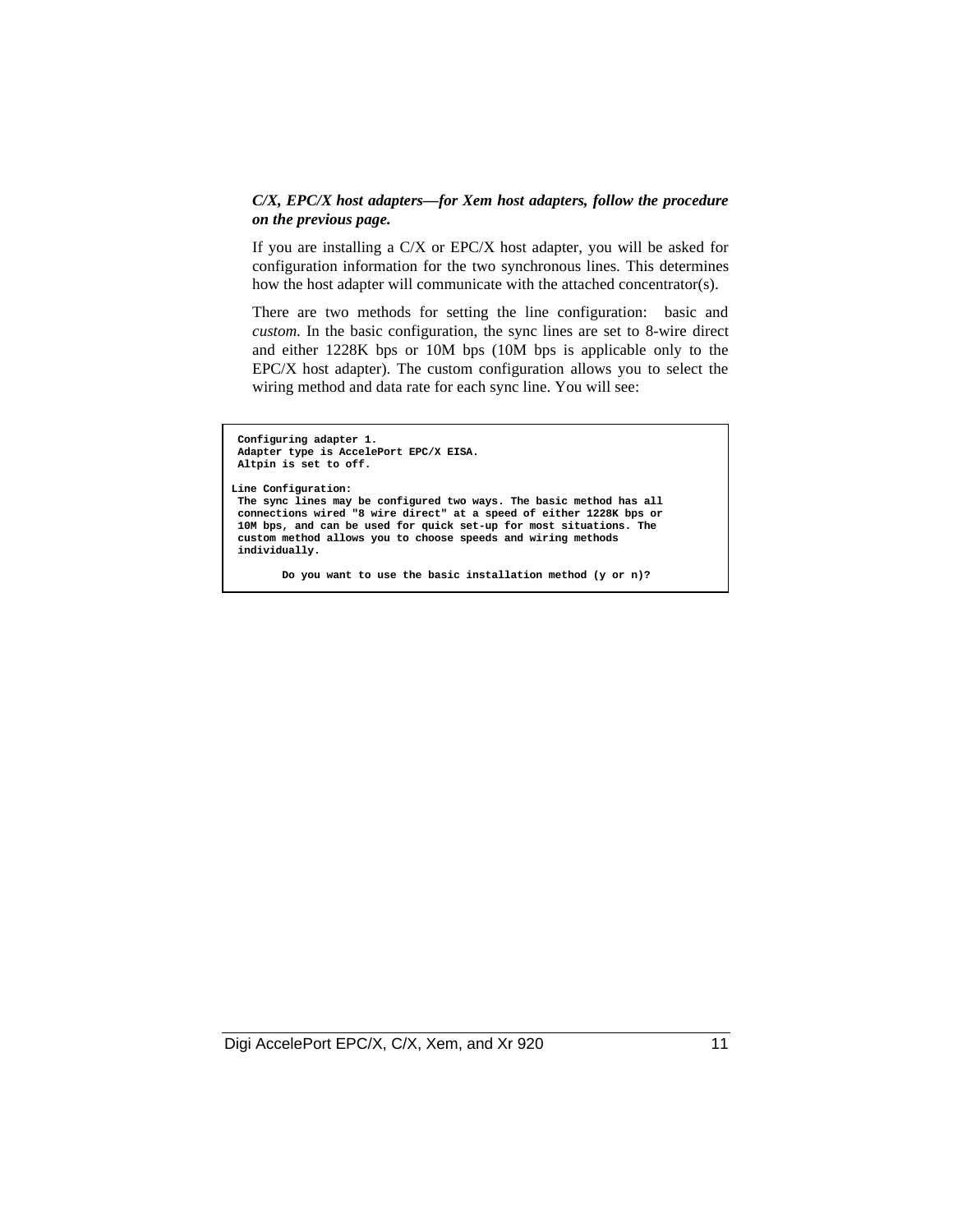***C/X, EPC/X host adapters—for Xem host adapters, follow the procedure on the previous page.***

If you are installing a C/X or EPC/X host adapter, you will be asked for configuration information for the two synchronous lines. This determines how the host adapter will communicate with the attached concentrator(s).

There are two methods for setting the line configuration: basic and *custom.* In the basic configuration, the sync lines are set to 8-wire direct and either 1228K bps or 10M bps (10M bps is applicable only to the EPC/X host adapter). The custom configuration allows you to select the wiring method and data rate for each sync line. You will see:

```
 Configuring adapter 1.
 Adapter type is AccelePort EPC/X EISA.
 Altpin is set to off.

Line Configuration:
 The sync lines may be configured two ways. The basic method has all
 connections wired "8 wire direct" at a speed of either 1228K bps or
 10M bps, and can be used for quick set-up for most situations. The
 custom method allows you to choose speeds and wiring methods
 individually.

        Do you want to use the basic installation method (y or n)?
```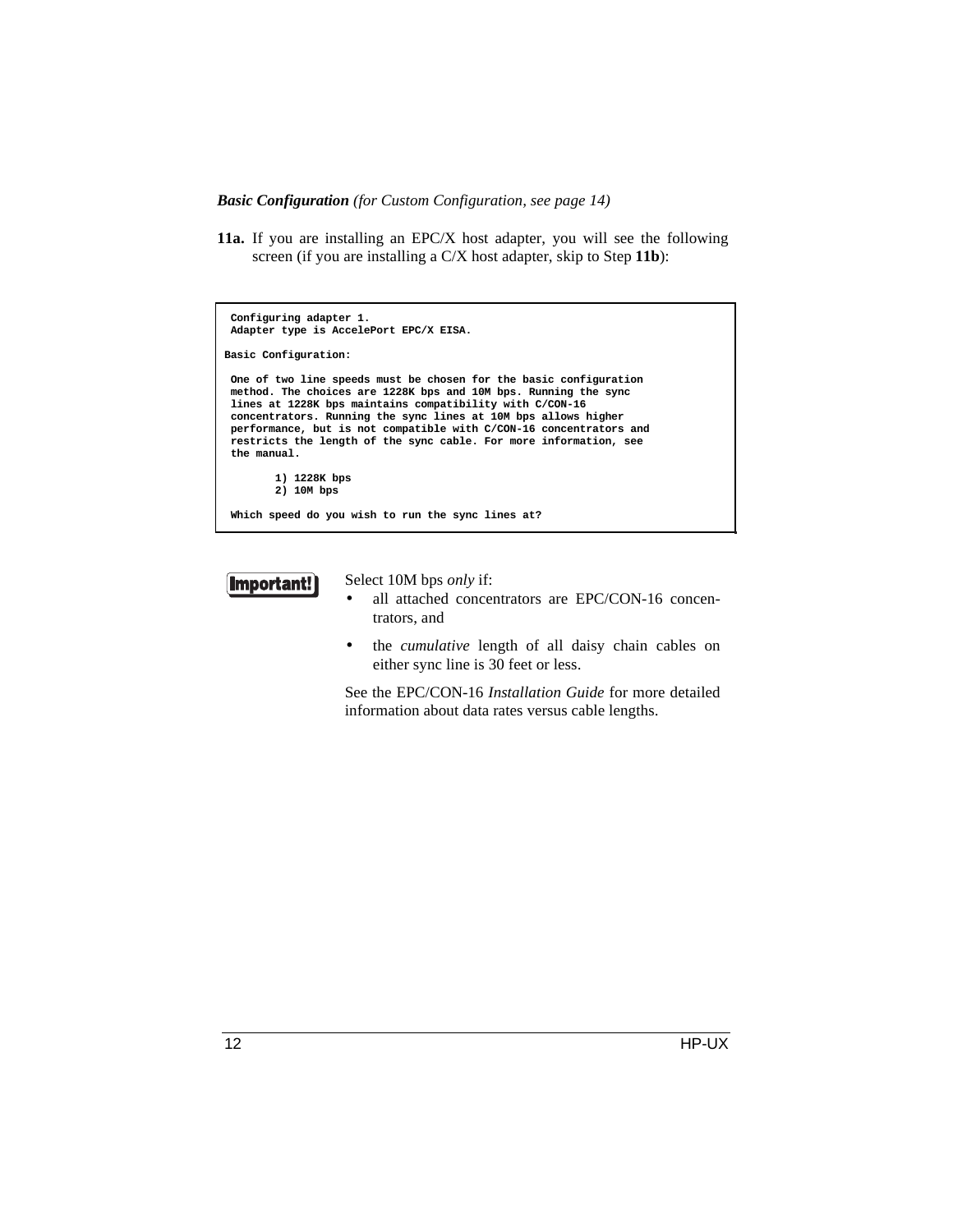***Basic Configuration*** *(for Custom Configuration, see page 14)*

**11a.** If you are installing an EPC/X host adapter, you will see the following screen (if you are installing a C/X host adapter, skip to Step **11b**):

```
 Configuring adapter 1.
 Adapter type is AccelePort EPC/X EISA.

Basic Configuration:

 One of two line speeds must be chosen for the basic configuration
 method. The choices are 1228K bps and 10M bps. Running the sync
 lines at 1228K bps maintains compatibility with C/CON-16
 concentrators. Running the sync lines at 10M bps allows higher
 performance, but is not compatible with C/CON-16 concentrators and
 restricts the length of the sync cable. For more information, see
 the manual.

        1) 1228K bps
        2) 10M bps

 Which speed do you wish to run the sync lines at?
```

**Important!**

Select 10M bps *only* if:

- all attached concentrators are EPC/CON-16 concentrators, and
- the *cumulative* length of all daisy chain cables on either sync line is 30 feet or less.

See the EPC/CON-16 *Installation Guide* for more detailed information about data rates versus cable lengths.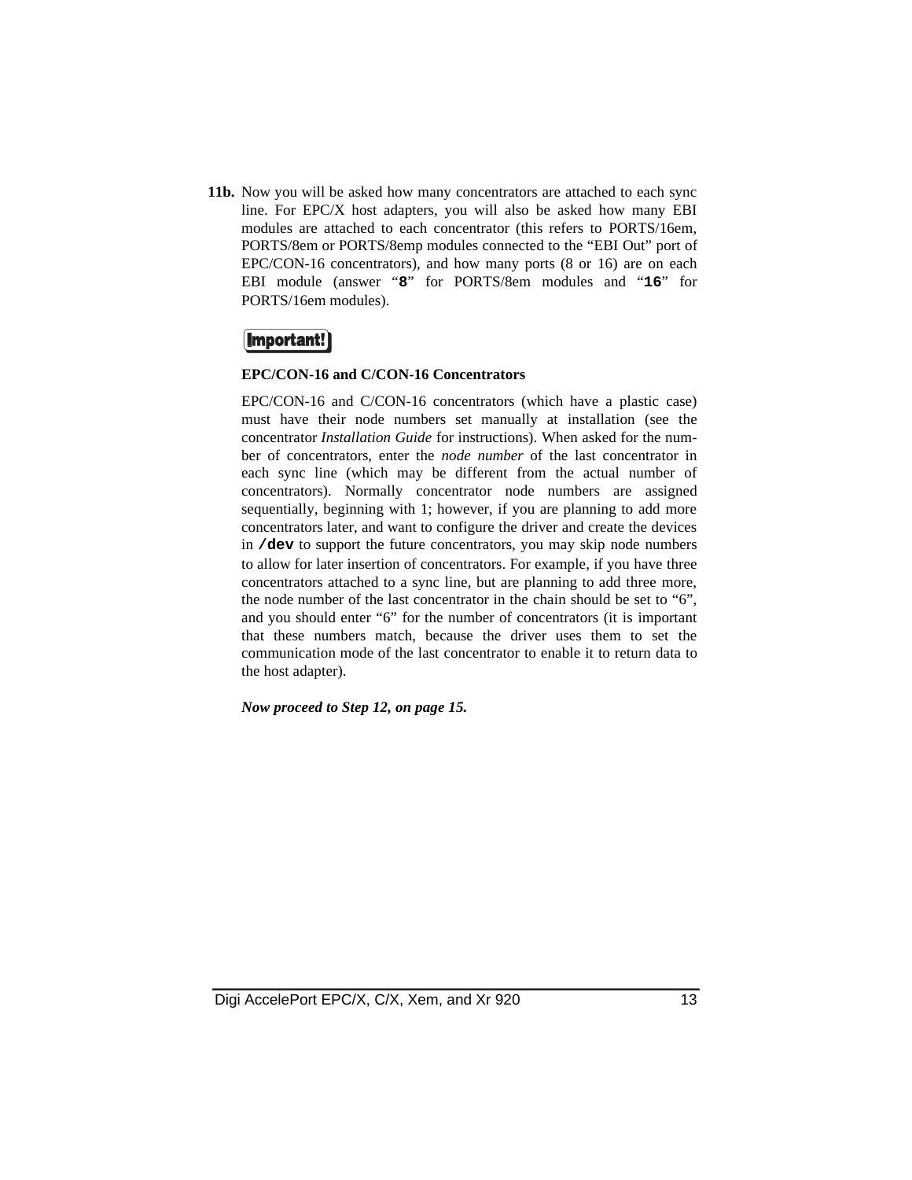**11b.** Now you will be asked how many concentrators are attached to each sync line. For EPC/X host adapters, you will also be asked how many EBI modules are attached to each concentrator (this refers to PORTS/16em, PORTS/8em or PORTS/8emp modules connected to the "EBI Out" port of EPC/CON-16 concentrators), and how many ports (8 or 16) are on each EBI module (answer "`8`" for PORTS/8em modules and "`16`" for PORTS/16em modules).

**Important!**

**EPC/CON-16 and C/CON-16 Concentrators**

EPC/CON-16 and C/CON-16 concentrators (which have a plastic case) must have their node numbers set manually at installation (see the concentrator *Installation Guide* for instructions). When asked for the number of concentrators, enter the *node number* of the last concentrator in each sync line (which may be different from the actual number of concentrators). Normally concentrator node numbers are assigned sequentially, beginning with 1; however, if you are planning to add more concentrators later, and want to configure the driver and create the devices in **`/dev`** to support the future concentrators, you may skip node numbers to allow for later insertion of concentrators. For example, if you have three concentrators attached to a sync line, but are planning to add three more, the node number of the last concentrator in the chain should be set to "6", and you should enter "6" for the number of concentrators (it is important that these numbers match, because the driver uses them to set the communication mode of the last concentrator to enable it to return data to the host adapter).

***Now proceed to Step 12, on page 15.***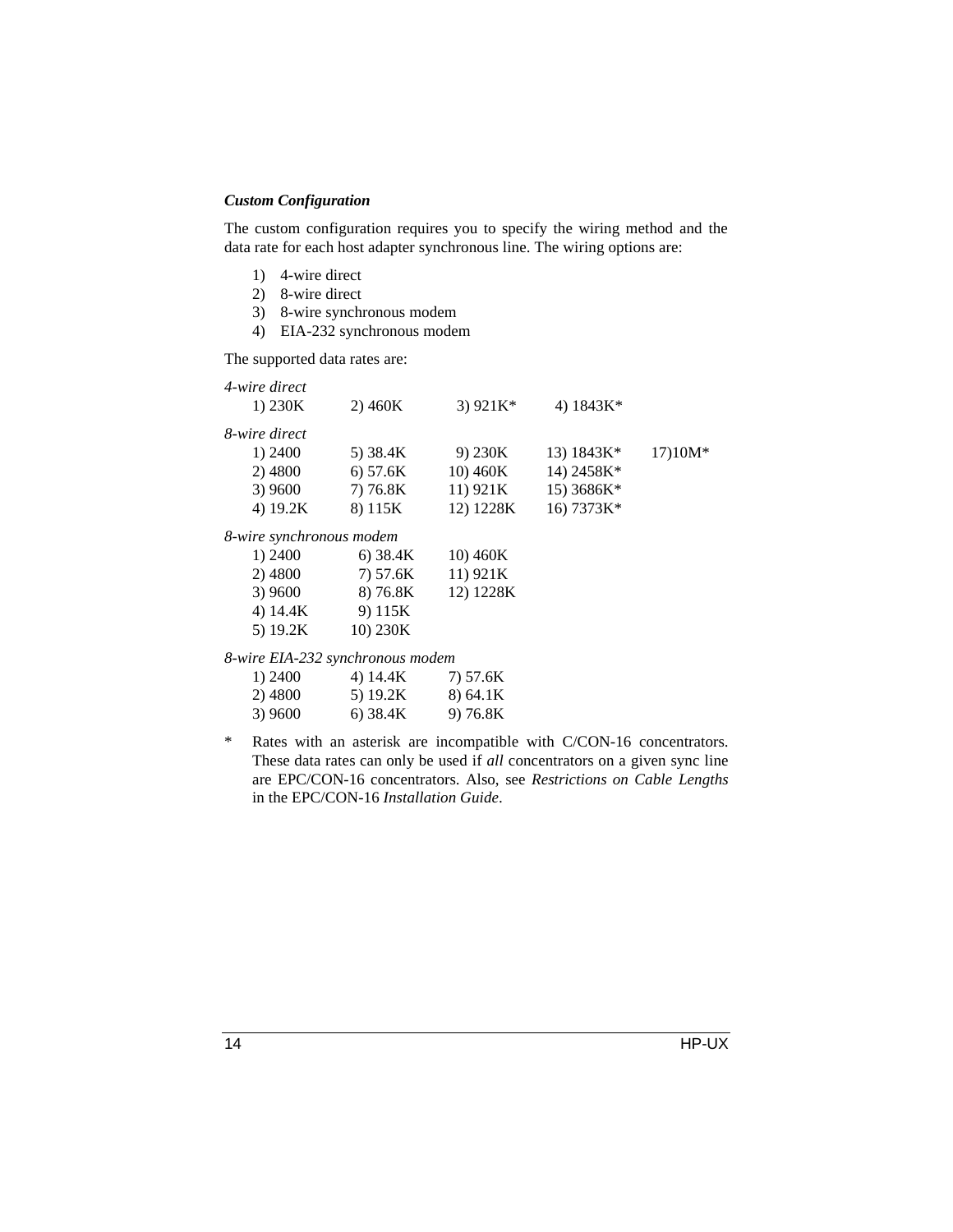### *Custom Configuration*

The custom configuration requires you to specify the wiring method and the data rate for each host adapter synchronous line. The wiring options are:

1) 4-wire direct
2) 8-wire direct
3) 8-wire synchronous modem
4) EIA-232 synchronous modem

The supported data rates are:

*4-wire direct*

| | | | |
|---|---|---|---|
| 1) 230K | 2) 460K | 3) 921K* | 4) 1843K* |

*8-wire direct*

| | | | | |
|---|---|---|---|---|
| 1) 2400 | 5) 38.4K | 9) 230K | 13) 1843K* | 17)10M* |
| 2) 4800 | 6) 57.6K | 10) 460K | 14) 2458K* | |
| 3) 9600 | 7) 76.8K | 11) 921K | 15) 3686K* | |
| 4) 19.2K | 8) 115K | 12) 1228K | 16) 7373K* | |

*8-wire synchronous modem*

| | | |
|---|---|---|
| 1) 2400 | 6) 38.4K | 10) 460K |
| 2) 4800 | 7) 57.6K | 11) 921K |
| 3) 9600 | 8) 76.8K | 12) 1228K |
| 4) 14.4K | 9) 115K | |
| 5) 19.2K | 10) 230K | |

*8-wire EIA-232 synchronous modem*

| | | |
|---|---|---|
| 1) 2400 | 4) 14.4K | 7) 57.6K |
| 2) 4800 | 5) 19.2K | 8) 64.1K |
| 3) 9600 | 6) 38.4K | 9) 76.8K |

\* Rates with an asterisk are incompatible with C/CON-16 concentrators. These data rates can only be used if *all* concentrators on a given sync line are EPC/CON-16 concentrators. Also, see *Restrictions on Cable Lengths* in the EPC/CON-16 *Installation Guide*.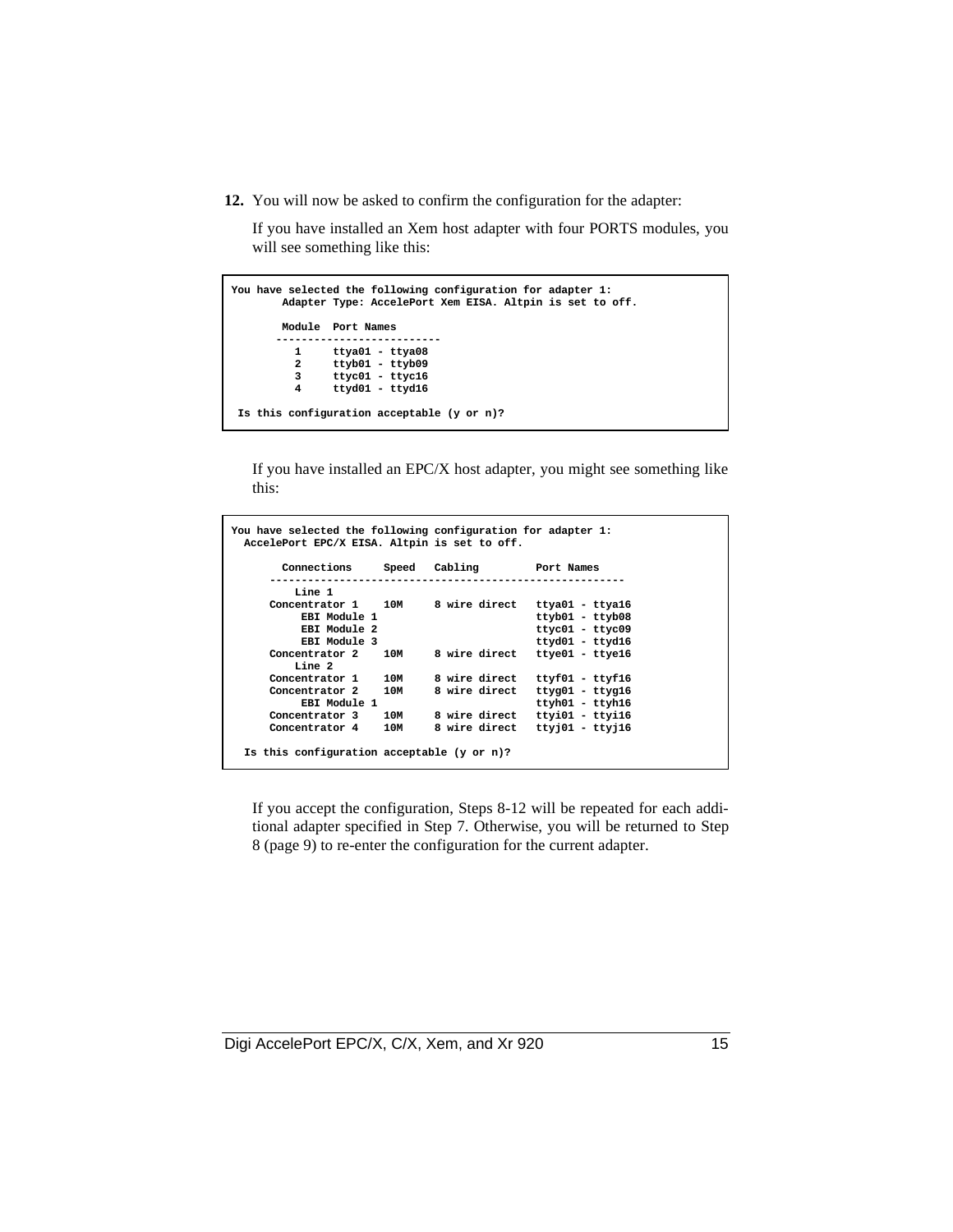12. You will now be asked to confirm the configuration for the adapter:

    If you have installed an Xem host adapter with four PORTS modules, you will see something like this:

```
You have selected the following configuration for adapter 1:
        Adapter Type: AccelePort Xem EISA. Altpin is set to off.

        Module  Port Names
       -------------------------
          1     ttya01 - ttya08
          2     ttyb01 - ttyb09
          3     ttyc01 - ttyc16
          4     ttyd01 - ttyd16

 Is this configuration acceptable (y or n)?
```

    If you have installed an EPC/X host adapter, you might see something like this:

```
You have selected the following configuration for adapter 1:
  AccelePort EPC/X EISA. Altpin is set to off.

        Connections     Speed   Cabling         Port Names
      -------------------------------------------------------
          Line 1
      Concentrator 1    10M     8 wire direct   ttya01 - ttya16
           EBI Module 1                         ttyb01 - ttyb08
           EBI Module 2                         ttyc01 - ttyc09
           EBI Module 3                         ttyd01 - ttyd16
      Concentrator 2    10M     8 wire direct   ttye01 - ttye16
          Line 2
      Concentrator 1    10M     8 wire direct   ttyf01 - ttyf16
      Concentrator 2    10M     8 wire direct   ttyg01 - ttyg16
           EBI Module 1                         ttyh01 - ttyh16
      Concentrator 3    10M     8 wire direct   ttyi01 - ttyi16
      Concentrator 4    10M     8 wire direct   ttyj01 - ttyj16

  Is this configuration acceptable (y or n)?
```

    If you accept the configuration, Steps 8-12 will be repeated for each additional adapter specified in Step 7. Otherwise, you will be returned to Step 8 (page 9) to re-enter the configuration for the current adapter.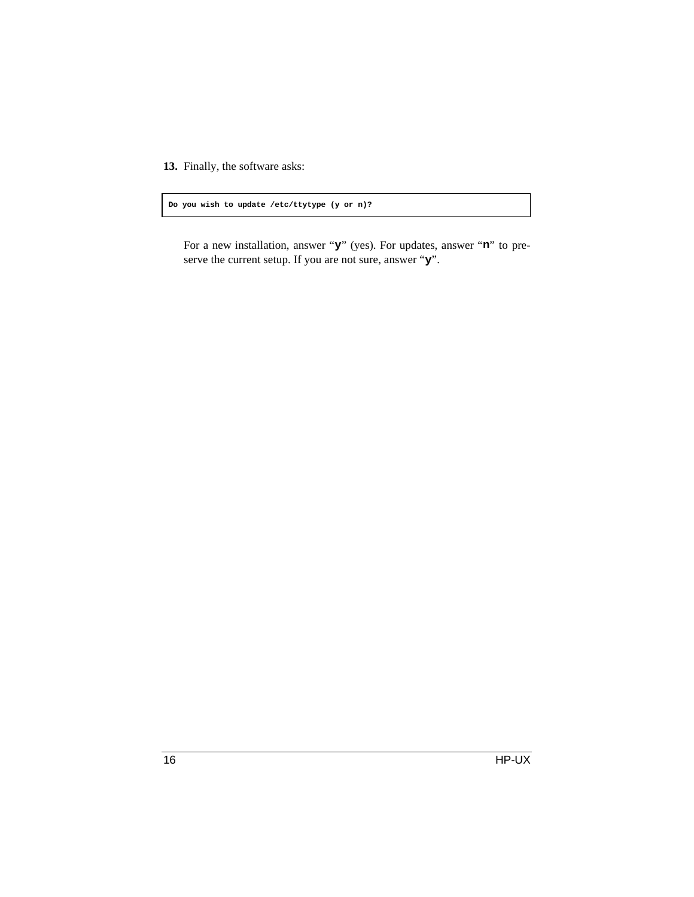**13.** Finally, the software asks:

```
Do you wish to update /etc/ttytype (y or n)?
```

For a new installation, answer "**y**" (yes). For updates, answer "**n**" to preserve the current setup. If you are not sure, answer "**y**".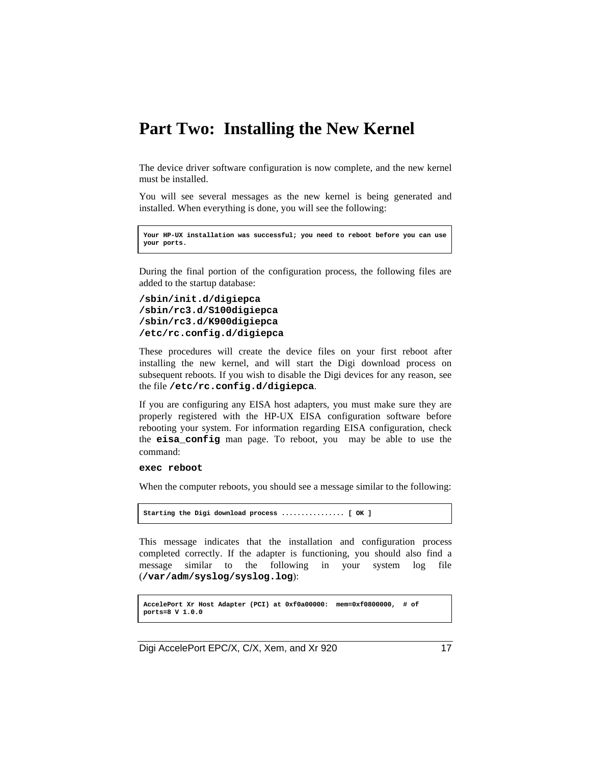# Part Two: Installing the New Kernel

The device driver software configuration is now complete, and the new kernel must be installed.

You will see several messages as the new kernel is being generated and installed. When everything is done, you will see the following:

```
Your HP-UX installation was successful; you need to reboot before you can use
your ports.
```

During the final portion of the configuration process, the following files are added to the startup database:

**`/sbin/init.d/digiepca`**
**`/sbin/rc3.d/S100digiepca`**
**`/sbin/rc3.d/K900digiepca`**
**`/etc/rc.config.d/digiepca`**

These procedures will create the device files on your first reboot after installing the new kernel, and will start the Digi download process on subsequent reboots. If you wish to disable the Digi devices for any reason, see the file **`/etc/rc.config.d/digiepca`**.

If you are configuring any EISA host adapters, you must make sure they are properly registered with the HP-UX EISA configuration software before rebooting your system. For information regarding EISA configuration, check the **`eisa_config`** man page. To reboot, you may be able to use the command:

**`exec reboot`**

When the computer reboots, you should see a message similar to the following:

```
Starting the Digi download process ................ [ OK ]
```

This message indicates that the installation and configuration process completed correctly. If the adapter is functioning, you should also find a message similar to the following in your system log file (**`/var/adm/syslog/syslog.log`**):

```
AccelePort Xr Host Adapter (PCI) at 0xf0a00000:  mem=0xf0800000,  # of
ports=8 V 1.0.0
```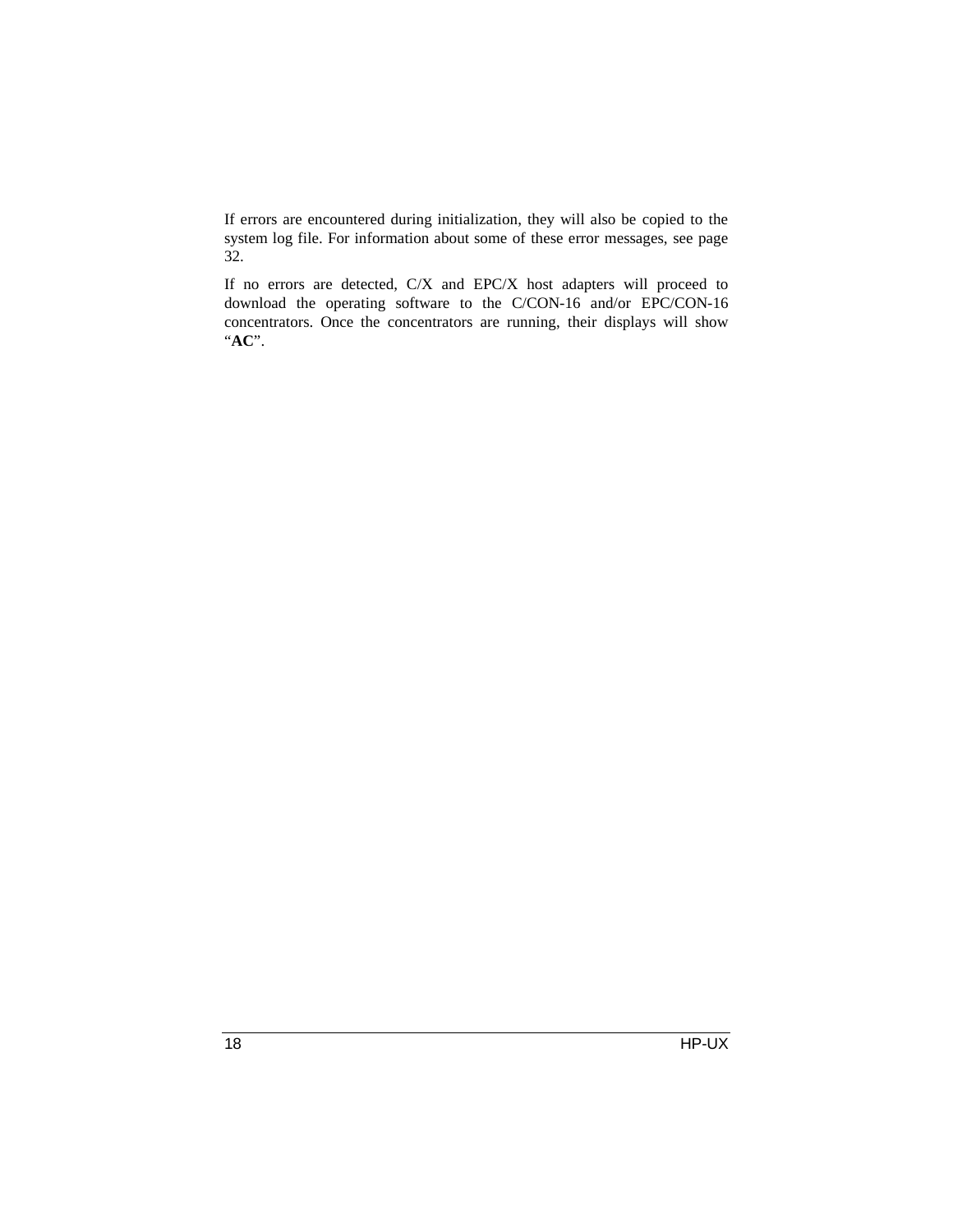If errors are encountered during initialization, they will also be copied to the system log file. For information about some of these error messages, see page 32.

If no errors are detected, C/X and EPC/X host adapters will proceed to download the operating software to the C/CON-16 and/or EPC/CON-16 concentrators. Once the concentrators are running, their displays will show "**AC**".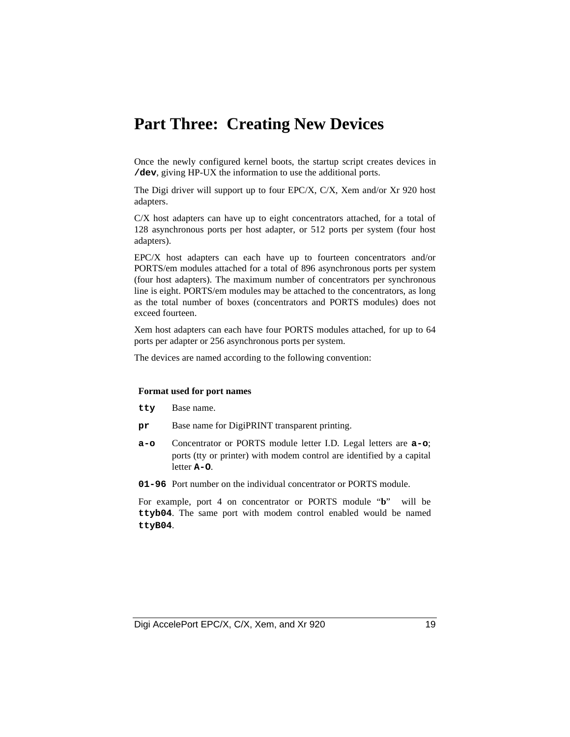# Part Three: Creating New Devices

Once the newly configured kernel boots, the startup script creates devices in **`/dev`**, giving HP-UX the information to use the additional ports.

The Digi driver will support up to four EPC/X, C/X, Xem and/or Xr 920 host adapters.

C/X host adapters can have up to eight concentrators attached, for a total of 128 asynchronous ports per host adapter, or 512 ports per system (four host adapters).

EPC/X host adapters can each have up to fourteen concentrators and/or PORTS/em modules attached for a total of 896 asynchronous ports per system (four host adapters). The maximum number of concentrators per synchronous line is eight. PORTS/em modules may be attached to the concentrators, as long as the total number of boxes (concentrators and PORTS modules) does not exceed fourteen.

Xem host adapters can each have four PORTS modules attached, for up to 64 ports per adapter or 256 asynchronous ports per system.

The devices are named according to the following convention:

**Format used for port names**

**`tty`** Base name.

**`pr`** Base name for DigiPRINT transparent printing.

**`a-o`** Concentrator or PORTS module letter I.D. Legal letters are **`a-o`**; ports (tty or printer) with modem control are identified by a capital letter **`A-O`**.

**`01-96`** Port number on the individual concentrator or PORTS module.

For example, port 4 on concentrator or PORTS module "**b**" will be **`ttyb04`**. The same port with modem control enabled would be named **`ttyB04`**.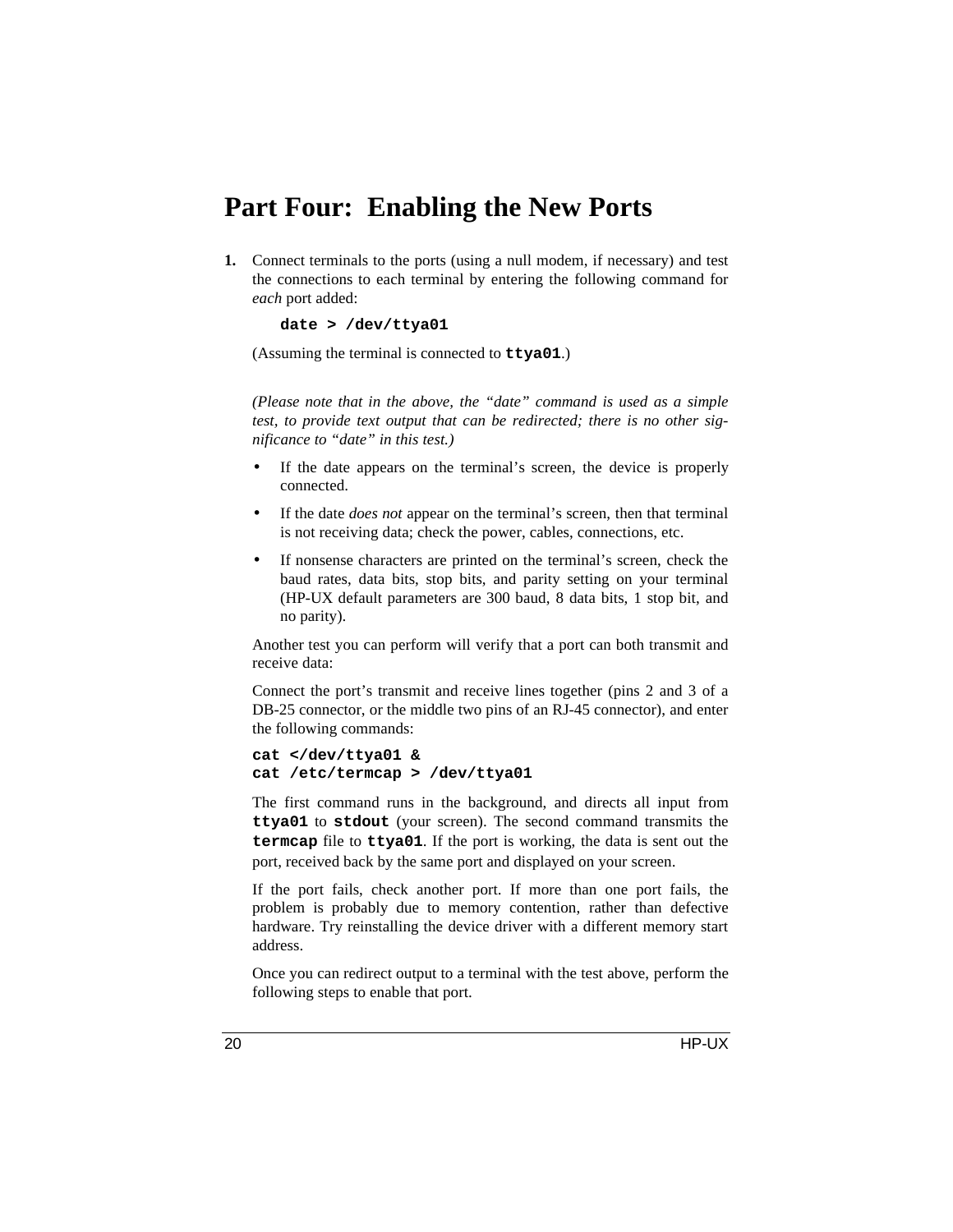# Part Four: Enabling the New Ports

**1.** Connect terminals to the ports (using a null modem, if necessary) and test the connections to each terminal by entering the following command for *each* port added:

```
date > /dev/ttya01
```

(Assuming the terminal is connected to **ttya01**.)

*(Please note that in the above, the "date" command is used as a simple test, to provide text output that can be redirected; there is no other significance to "date" in this test.)*

- If the date appears on the terminal's screen, the device is properly connected.
- If the date *does not* appear on the terminal's screen, then that terminal is not receiving data; check the power, cables, connections, etc.
- If nonsense characters are printed on the terminal's screen, check the baud rates, data bits, stop bits, and parity setting on your terminal (HP-UX default parameters are 300 baud, 8 data bits, 1 stop bit, and no parity).

Another test you can perform will verify that a port can both transmit and receive data:

Connect the port's transmit and receive lines together (pins 2 and 3 of a DB-25 connector, or the middle two pins of an RJ-45 connector), and enter the following commands:

```
cat </dev/ttya01 &
cat /etc/termcap > /dev/ttya01
```

The first command runs in the background, and directs all input from **ttya01** to **stdout** (your screen). The second command transmits the **termcap** file to **ttya01**. If the port is working, the data is sent out the port, received back by the same port and displayed on your screen.

If the port fails, check another port. If more than one port fails, the problem is probably due to memory contention, rather than defective hardware. Try reinstalling the device driver with a different memory start address.

Once you can redirect output to a terminal with the test above, perform the following steps to enable that port.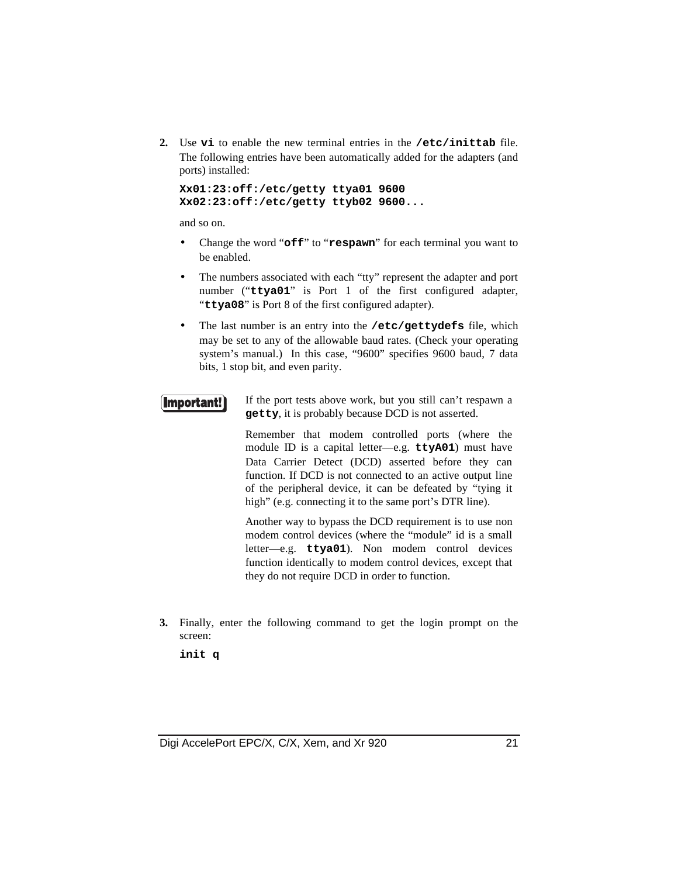2. Use **vi** to enable the new terminal entries in the **/etc/inittab** file. The following entries have been automatically added for the adapters (and ports) installed:

```
Xx01:23:off:/etc/getty ttya01 9600
Xx02:23:off:/etc/getty ttyb02 9600...
```

   and so on.

   - Change the word "**off**" to "**respawn**" for each terminal you want to be enabled.
   - The numbers associated with each "tty" represent the adapter and port number ("**ttya01**" is Port 1 of the first configured adapter, "**ttya08**" is Port 8 of the first configured adapter).
   - The last number is an entry into the **/etc/gettydefs** file, which may be set to any of the allowable baud rates. (Check your operating system's manual.) In this case, "9600" specifies 9600 baud, 7 data bits, 1 stop bit, and even parity.

**Important!**

If the port tests above work, but you still can't respawn a **getty**, it is probably because DCD is not asserted.

Remember that modem controlled ports (where the module ID is a capital letter—e.g. **ttyA01**) must have Data Carrier Detect (DCD) asserted before they can function. If DCD is not connected to an active output line of the peripheral device, it can be defeated by "tying it high" (e.g. connecting it to the same port's DTR line).

Another way to bypass the DCD requirement is to use non modem control devices (where the "module" id is a small letter—e.g. **ttya01**). Non modem control devices function identically to modem control devices, except that they do not require DCD in order to function.

3. Finally, enter the following command to get the login prompt on the screen:

```
init q
```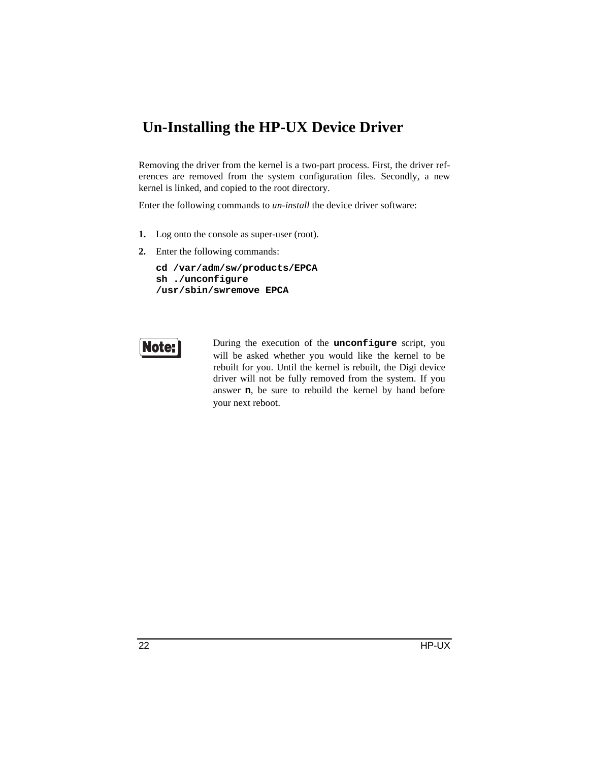# Un-Installing the HP-UX Device Driver

Removing the driver from the kernel is a two-part process. First, the driver references are removed from the system configuration files. Secondly, a new kernel is linked, and copied to the root directory.

Enter the following commands to *un-install* the device driver software:

1. Log onto the console as super-user (root).
2. Enter the following commands:

```
cd /var/adm/sw/products/EPCA
sh ./unconfigure
/usr/sbin/swremove EPCA
```

**Note:** During the execution of the **unconfigure** script, you will be asked whether you would like the kernel to be rebuilt for you. Until the kernel is rebuilt, the Digi device driver will not be fully removed from the system. If you answer **n**, be sure to rebuild the kernel by hand before your next reboot.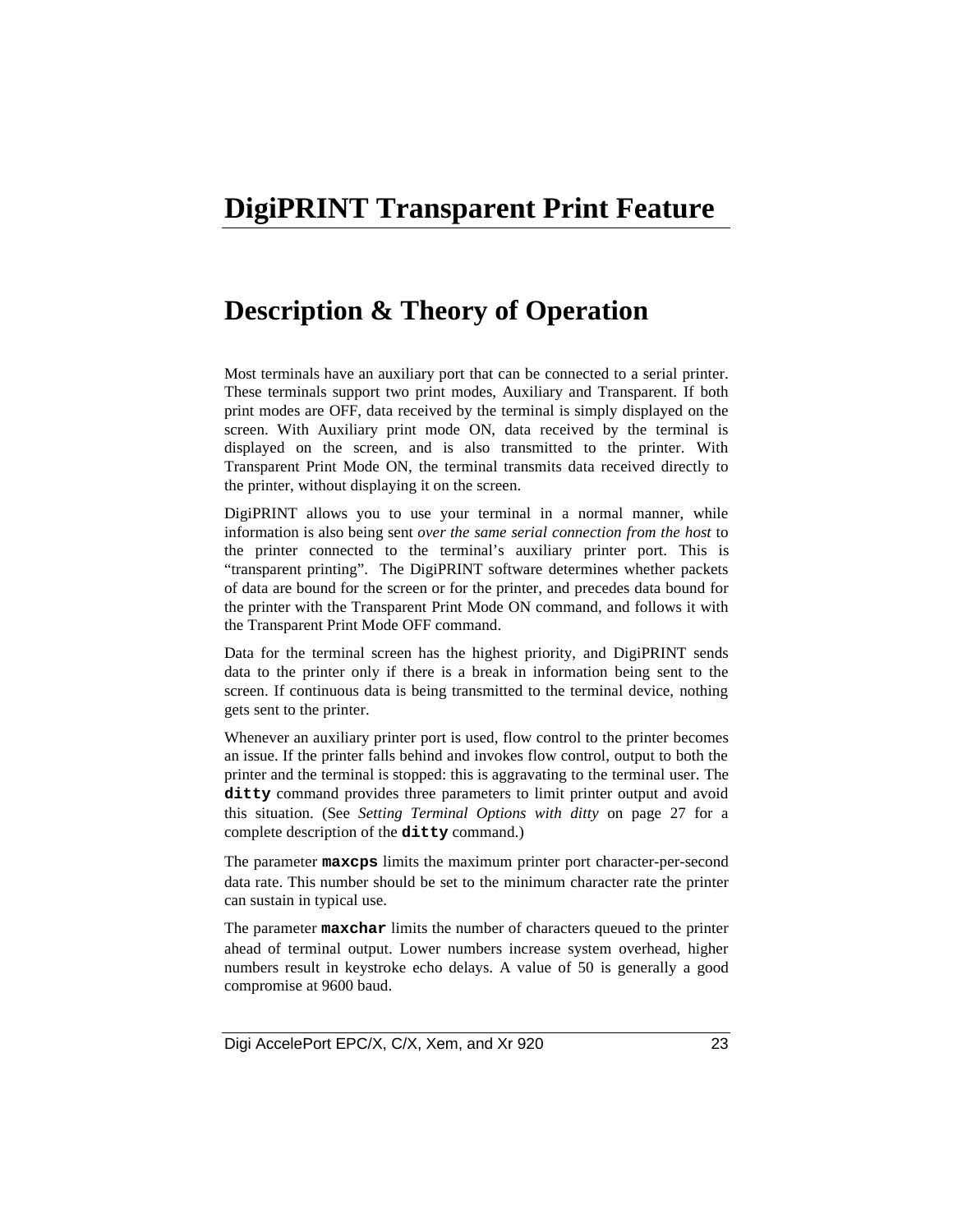# DigiPRINT Transparent Print Feature

## Description & Theory of Operation

Most terminals have an auxiliary port that can be connected to a serial printer. These terminals support two print modes, Auxiliary and Transparent. If both print modes are OFF, data received by the terminal is simply displayed on the screen. With Auxiliary print mode ON, data received by the terminal is displayed on the screen, and is also transmitted to the printer. With Transparent Print Mode ON, the terminal transmits data received directly to the printer, without displaying it on the screen.

DigiPRINT allows you to use your terminal in a normal manner, while information is also being sent *over the same serial connection from the host* to the printer connected to the terminal's auxiliary printer port. This is "transparent printing". The DigiPRINT software determines whether packets of data are bound for the screen or for the printer, and precedes data bound for the printer with the Transparent Print Mode ON command, and follows it with the Transparent Print Mode OFF command.

Data for the terminal screen has the highest priority, and DigiPRINT sends data to the printer only if there is a break in information being sent to the screen. If continuous data is being transmitted to the terminal device, nothing gets sent to the printer.

Whenever an auxiliary printer port is used, flow control to the printer becomes an issue. If the printer falls behind and invokes flow control, output to both the printer and the terminal is stopped: this is aggravating to the terminal user. The **`ditty`** command provides three parameters to limit printer output and avoid this situation. (See *Setting Terminal Options with ditty* on page 27 for a complete description of the **`ditty`** command.)

The parameter **`maxcps`** limits the maximum printer port character-per-second data rate. This number should be set to the minimum character rate the printer can sustain in typical use.

The parameter **`maxchar`** limits the number of characters queued to the printer ahead of terminal output. Lower numbers increase system overhead, higher numbers result in keystroke echo delays. A value of 50 is generally a good compromise at 9600 baud.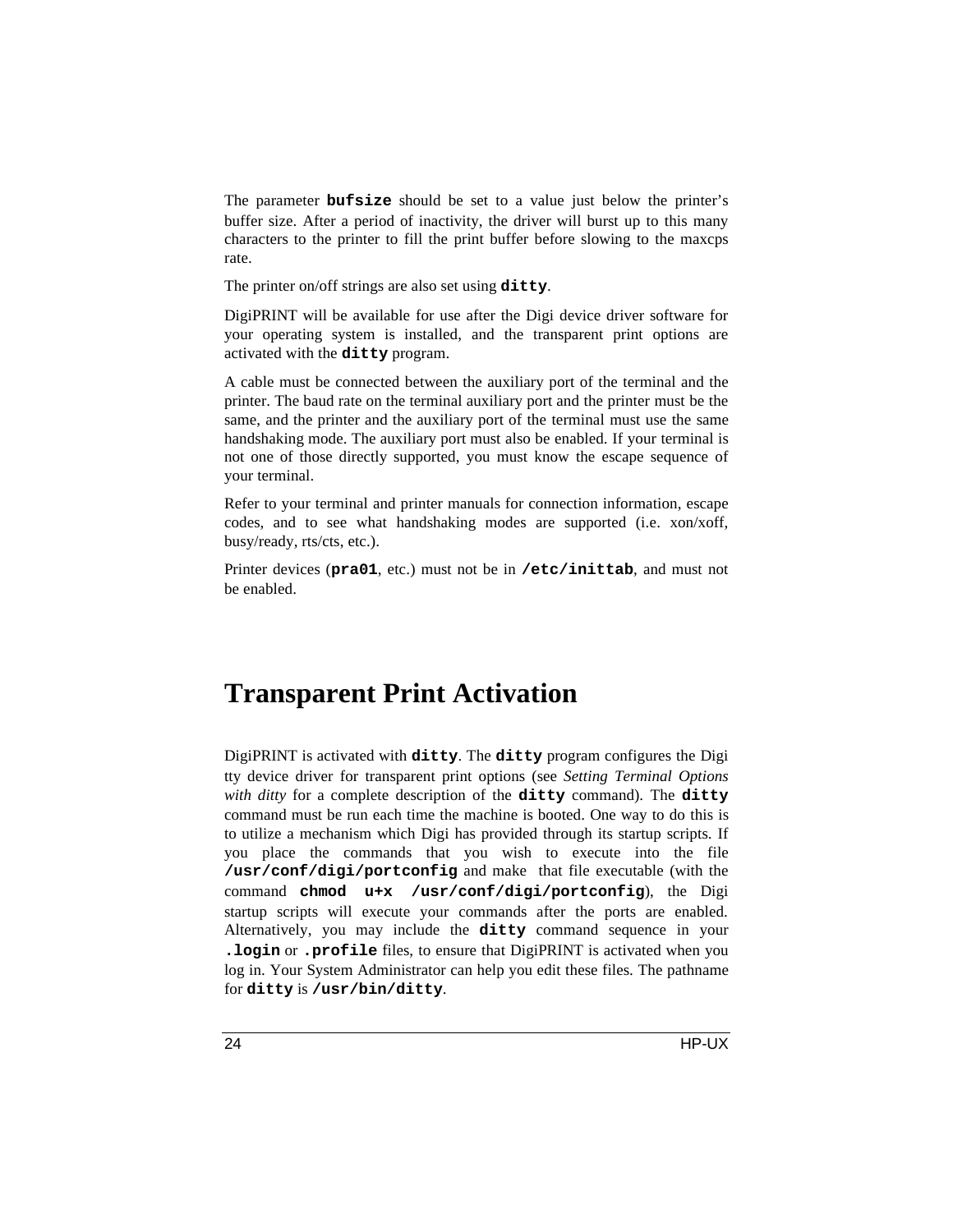The parameter **`bufsize`** should be set to a value just below the printer's buffer size. After a period of inactivity, the driver will burst up to this many characters to the printer to fill the print buffer before slowing to the maxcps rate.

The printer on/off strings are also set using **`ditty`**.

DigiPRINT will be available for use after the Digi device driver software for your operating system is installed, and the transparent print options are activated with the **`ditty`** program.

A cable must be connected between the auxiliary port of the terminal and the printer. The baud rate on the terminal auxiliary port and the printer must be the same, and the printer and the auxiliary port of the terminal must use the same handshaking mode. The auxiliary port must also be enabled. If your terminal is not one of those directly supported, you must know the escape sequence of your terminal.

Refer to your terminal and printer manuals for connection information, escape codes, and to see what handshaking modes are supported (i.e. xon/xoff, busy/ready, rts/cts, etc.).

Printer devices (**`pra01`**, etc.) must not be in **`/etc/inittab`**, and must not be enabled.

# Transparent Print Activation

DigiPRINT is activated with **`ditty`**. The **`ditty`** program configures the Digi tty device driver for transparent print options (see *Setting Terminal Options with ditty* for a complete description of the **`ditty`** command). The **`ditty`** command must be run each time the machine is booted. One way to do this is to utilize a mechanism which Digi has provided through its startup scripts. If you place the commands that you wish to execute into the file **`/usr/conf/digi/portconfig`** and make that file executable (with the command **`chmod u+x /usr/conf/digi/portconfig`**), the Digi startup scripts will execute your commands after the ports are enabled. Alternatively, you may include the **`ditty`** command sequence in your **`.login`** or **`.profile`** files, to ensure that DigiPRINT is activated when you log in. Your System Administrator can help you edit these files. The pathname for **`ditty`** is **`/usr/bin/ditty`**.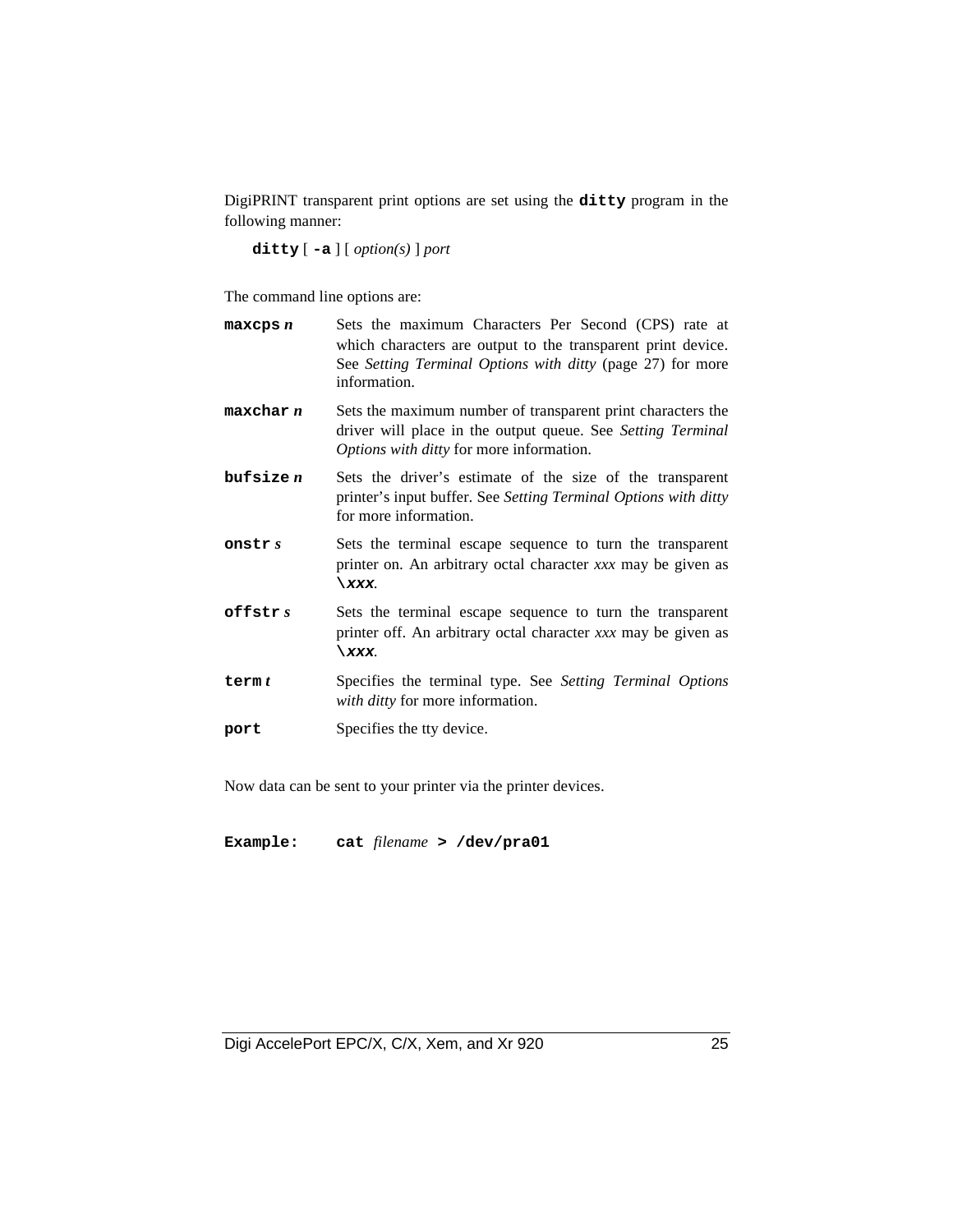DigiPRINT transparent print options are set using the **ditty** program in the following manner:

**ditty** [ **-a** ] [ *option(s)* ] *port*

The command line options are:

**maxcps** ***n*** Sets the maximum Characters Per Second (CPS) rate at which characters are output to the transparent print device. See *Setting Terminal Options with ditty* (page 27) for more information.

**maxchar** ***n*** Sets the maximum number of transparent print characters the driver will place in the output queue. See *Setting Terminal Options with ditty* for more information.

**bufsize** ***n*** Sets the driver's estimate of the size of the transparent printer's input buffer. See *Setting Terminal Options with ditty* for more information.

**onstr** ***s*** Sets the terminal escape sequence to turn the transparent printer on. An arbitrary octal character *xxx* may be given as **\\*xxx***.

**offstr** ***s*** Sets the terminal escape sequence to turn the transparent printer off. An arbitrary octal character *xxx* may be given as **\\*xxx***.

**term** ***t*** Specifies the terminal type. See *Setting Terminal Options with ditty* for more information.

**port** Specifies the tty device.

Now data can be sent to your printer via the printer devices.

**Example:** **cat** *filename* **> /dev/pra01**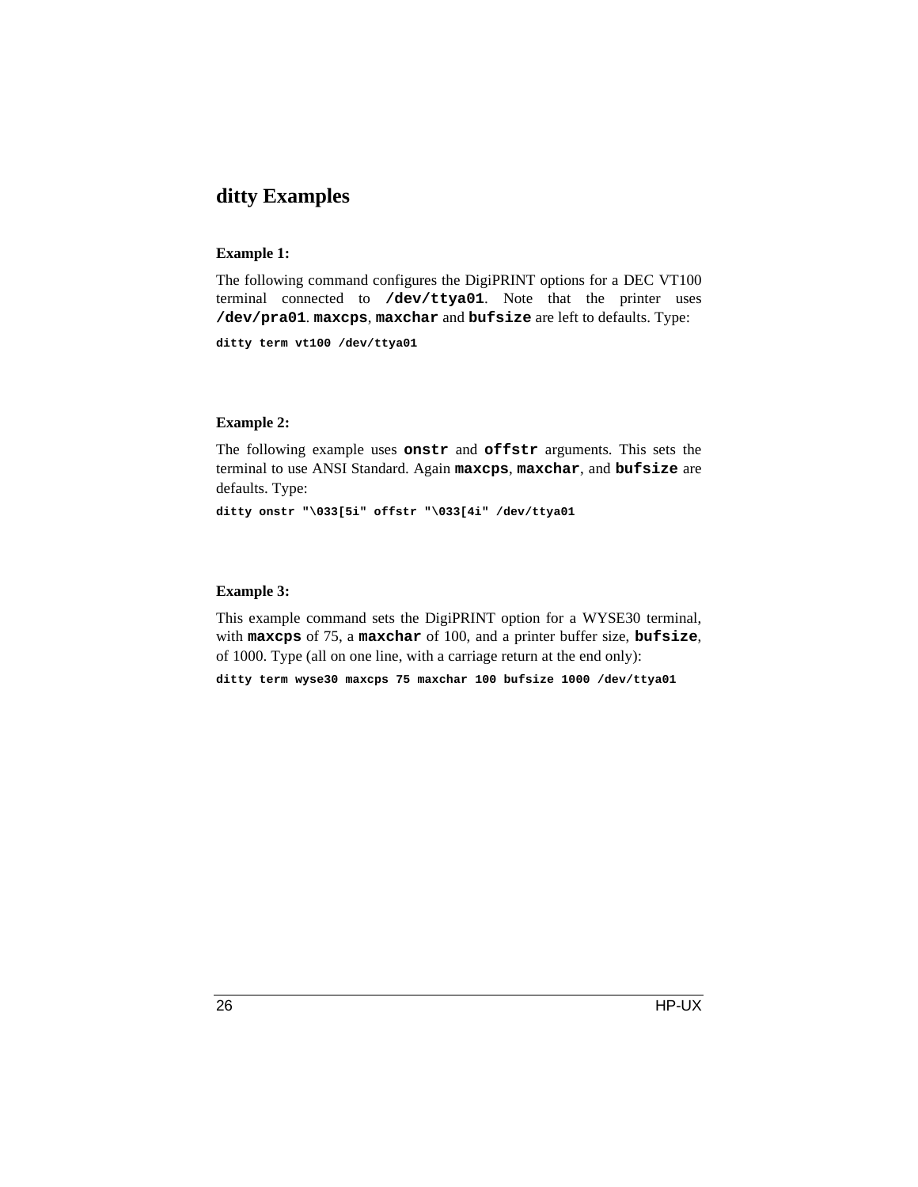## ditty Examples

**Example 1:**

The following command configures the DigiPRINT options for a DEC VT100 terminal connected to **`/dev/ttya01`**. Note that the printer uses **`/dev/pra01`**. **`maxcps`**, **`maxchar`** and **`bufsize`** are left to defaults. Type:

```
ditty term vt100 /dev/ttya01
```

**Example 2:**

The following example uses **`onstr`** and **`offstr`** arguments. This sets the terminal to use ANSI Standard. Again **`maxcps`**, **`maxchar`**, and **`bufsize`** are defaults. Type:

```
ditty onstr "\033[5i" offstr "\033[4i" /dev/ttya01
```

**Example 3:**

This example command sets the DigiPRINT option for a WYSE30 terminal, with **`maxcps`** of 75, a **`maxchar`** of 100, and a printer buffer size, **`bufsize`**, of 1000. Type (all on one line, with a carriage return at the end only):

```
ditty term wyse30 maxcps 75 maxchar 100 bufsize 1000 /dev/ttya01
```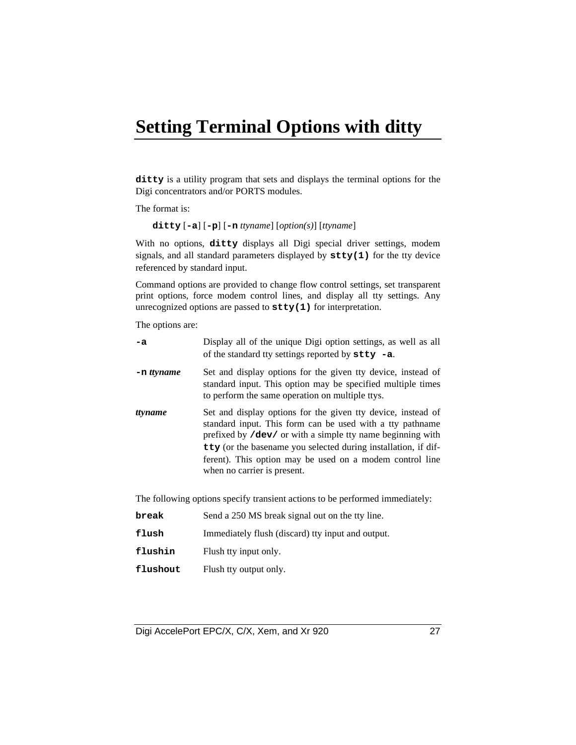# Setting Terminal Options with ditty

**`ditty`** is a utility program that sets and displays the terminal options for the Digi concentrators and/or PORTS modules.

The format is:

> **`ditty`** [**`-a`**] [**`-p`**] [**`-n`** *ttyname*] [*option(s)*] [*ttyname*]

With no options, **`ditty`** displays all Digi special driver settings, modem signals, and all standard parameters displayed by **`stty(1)`** for the tty device referenced by standard input.

Command options are provided to change flow control settings, set transparent print options, force modem control lines, and display all tty settings. Any unrecognized options are passed to **`stty(1)`** for interpretation.

The options are:

**`-a`** — Display all of the unique Digi option settings, as well as all of the standard tty settings reported by **`stty -a`**.

**`-n`** ***ttyname*** — Set and display options for the given tty device, instead of standard input. This option may be specified multiple times to perform the same operation on multiple ttys.

***ttyname*** — Set and display options for the given tty device, instead of standard input. This form can be used with a tty pathname prefixed by **`/dev/`** or with a simple tty name beginning with **`tty`** (or the basename you selected during installation, if different). This option may be used on a modem control line when no carrier is present.

The following options specify transient actions to be performed immediately:

**`break`** — Send a 250 MS break signal out on the tty line.

**`flush`** — Immediately flush (discard) tty input and output.

**`flushin`** — Flush tty input only.

**`flushout`** — Flush tty output only.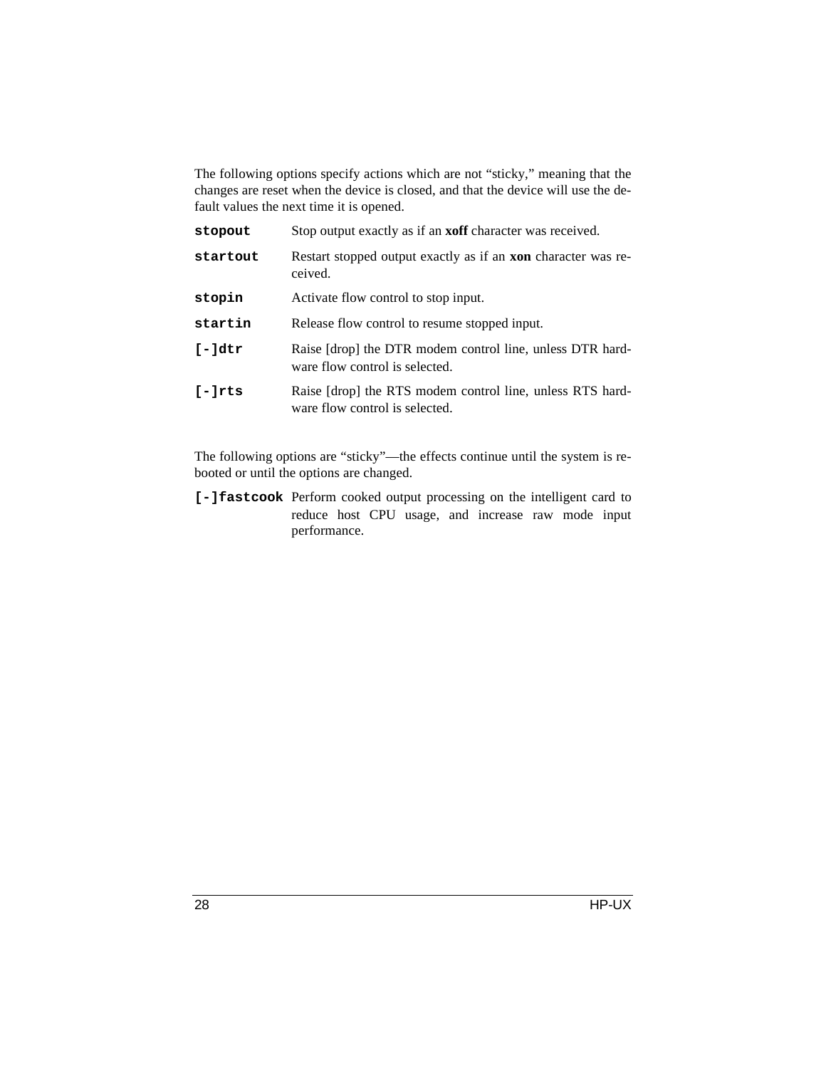The following options specify actions which are not “sticky,” meaning that the changes are reset when the device is closed, and that the device will use the default values the next time it is opened.

**`stopout`** Stop output exactly as if an **xoff** character was received.

**`startout`** Restart stopped output exactly as if an **xon** character was received.

**`stopin`** Activate flow control to stop input.

**`startin`** Release flow control to resume stopped input.

**`[-]dtr`** Raise [drop] the DTR modem control line, unless DTR hardware flow control is selected.

**`[-]rts`** Raise [drop] the RTS modem control line, unless RTS hardware flow control is selected.

The following options are “sticky”—the effects continue until the system is rebooted or until the options are changed.

**`[-]fastcook`** Perform cooked output processing on the intelligent card to reduce host CPU usage, and increase raw mode input performance.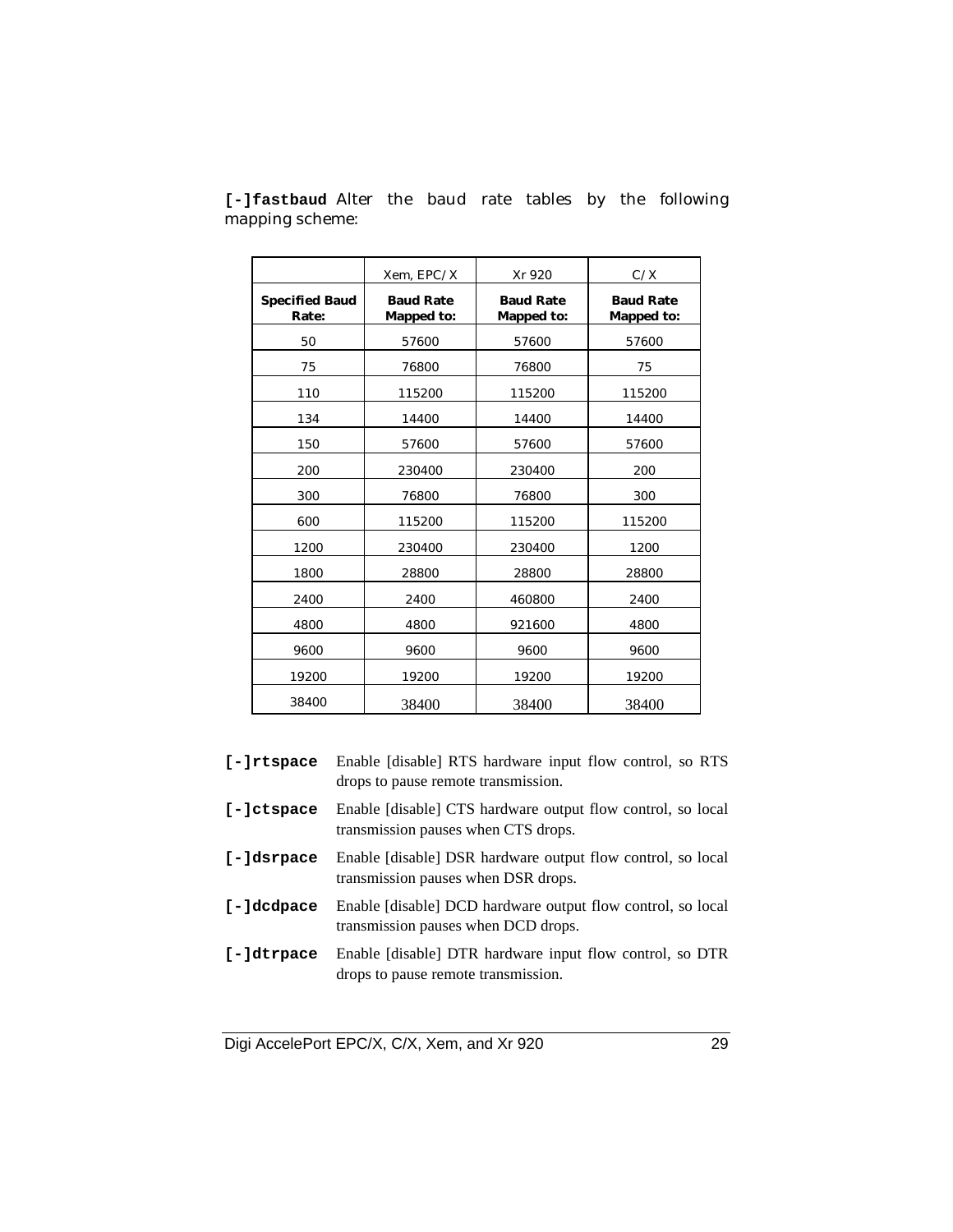**[-]fastbaud** Alter the baud rate tables by the following mapping scheme:

| | Xem, EPC/X | Xr 920 | C/X |
|---|---|---|---|
| **Specified Baud Rate:** | **Baud Rate Mapped to:** | **Baud Rate Mapped to:** | **Baud Rate Mapped to:** |
| 50 | 57600 | 57600 | 57600 |
| 75 | 76800 | 76800 | 75 |
| 110 | 115200 | 115200 | 115200 |
| 134 | 14400 | 14400 | 14400 |
| 150 | 57600 | 57600 | 57600 |
| 200 | 230400 | 230400 | 200 |
| 300 | 76800 | 76800 | 300 |
| 600 | 115200 | 115200 | 115200 |
| 1200 | 230400 | 230400 | 1200 |
| 1800 | 28800 | 28800 | 28800 |
| 2400 | 2400 | 460800 | 2400 |
| 4800 | 4800 | 921600 | 4800 |
| 9600 | 9600 | 9600 | 9600 |
| 19200 | 19200 | 19200 | 19200 |
| 38400 | 38400 | 38400 | 38400 |

**[-]rtspace** Enable [disable] RTS hardware input flow control, so RTS drops to pause remote transmission.

**[-]ctspace** Enable [disable] CTS hardware output flow control, so local transmission pauses when CTS drops.

**[-]dsrpace** Enable [disable] DSR hardware output flow control, so local transmission pauses when DSR drops.

**[-]dcdpace** Enable [disable] DCD hardware output flow control, so local transmission pauses when DCD drops.

**[-]dtrpace** Enable [disable] DTR hardware input flow control, so DTR drops to pause remote transmission.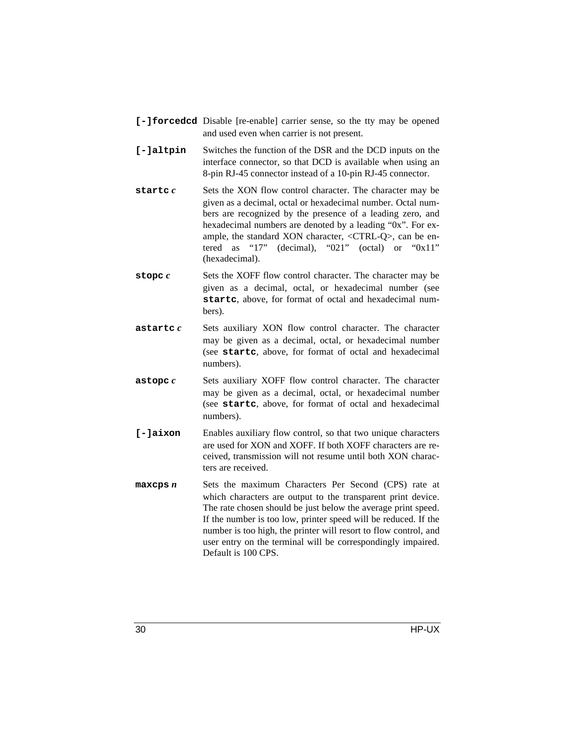**[-]forcedcd** Disable [re-enable] carrier sense, so the tty may be opened and used even when carrier is not present.

**[-]altpin** Switches the function of the DSR and the DCD inputs on the interface connector, so that DCD is available when using an 8-pin RJ-45 connector instead of a 10-pin RJ-45 connector.

**startc** ***c*** Sets the XON flow control character. The character may be given as a decimal, octal or hexadecimal number. Octal numbers are recognized by the presence of a leading zero, and hexadecimal numbers are denoted by a leading “0x”. For example, the standard XON character, <CTRL-Q>, can be entered as “17” (decimal), “021” (octal) or “0x11” (hexadecimal).

**stopc** ***c*** Sets the XOFF flow control character. The character may be given as a decimal, octal, or hexadecimal number (see **startc**, above, for format of octal and hexadecimal numbers).

**astartc** ***c*** Sets auxiliary XON flow control character. The character may be given as a decimal, octal, or hexadecimal number (see **startc**, above, for format of octal and hexadecimal numbers).

**astopc** ***c*** Sets auxiliary XOFF flow control character. The character may be given as a decimal, octal, or hexadecimal number (see **startc**, above, for format of octal and hexadecimal numbers).

**[-]aixon** Enables auxiliary flow control, so that two unique characters are used for XON and XOFF. If both XOFF characters are received, transmission will not resume until both XON characters are received.

**maxcps** ***n*** Sets the maximum Characters Per Second (CPS) rate at which characters are output to the transparent print device. The rate chosen should be just below the average print speed. If the number is too low, printer speed will be reduced. If the number is too high, the printer will resort to flow control, and user entry on the terminal will be correspondingly impaired. Default is 100 CPS.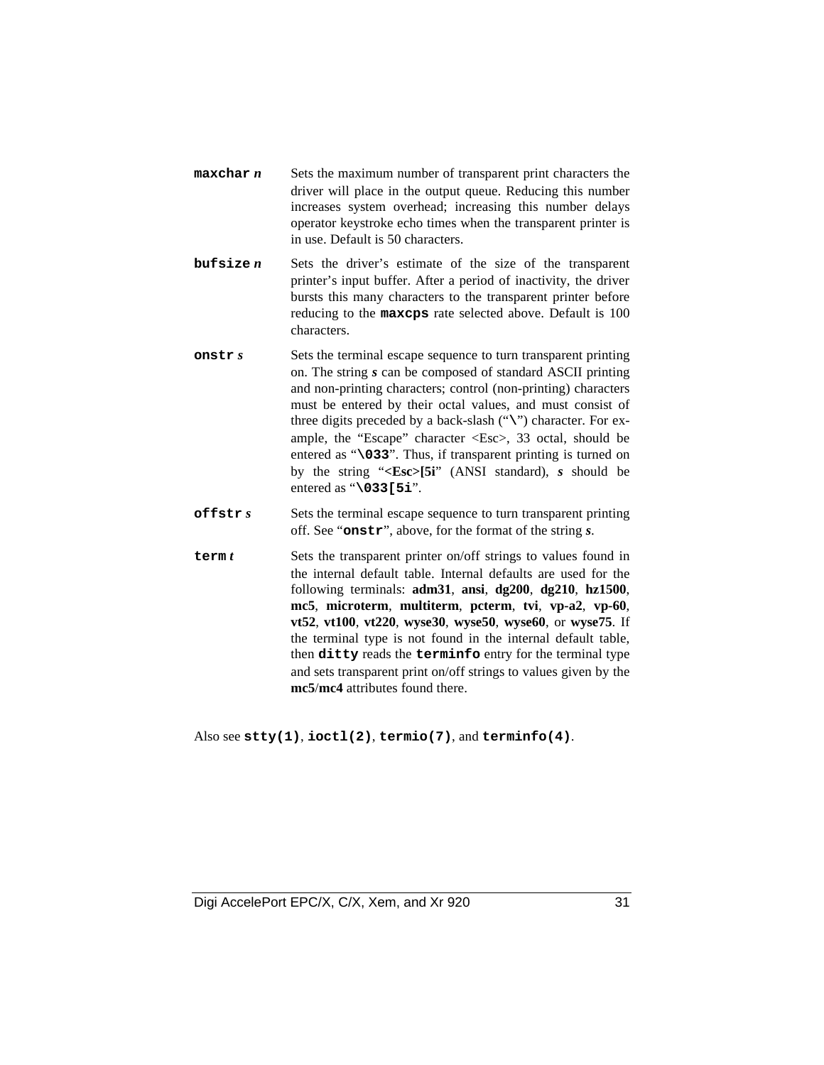**maxchar** ***n*** Sets the maximum number of transparent print characters the driver will place in the output queue. Reducing this number increases system overhead; increasing this number delays operator keystroke echo times when the transparent printer is in use. Default is 50 characters.

**bufsize** ***n*** Sets the driver's estimate of the size of the transparent printer's input buffer. After a period of inactivity, the driver bursts this many characters to the transparent printer before reducing to the **maxcps** rate selected above. Default is 100 characters.

**onstr** ***s*** Sets the terminal escape sequence to turn transparent printing on. The string ***s*** can be composed of standard ASCII printing and non-printing characters; control (non-printing) characters must be entered by their octal values, and must consist of three digits preceded by a back-slash ("**\**") character. For example, the "Escape" character <Esc>, 33 octal, should be entered as "**\033**". Thus, if transparent printing is turned on by the string "**<Esc>[5i**" (ANSI standard), ***s*** should be entered as "**\033[5i**".

**offstr** ***s*** Sets the terminal escape sequence to turn transparent printing off. See "**onstr**", above, for the format of the string ***s***.

**term** ***t*** Sets the transparent printer on/off strings to values found in the internal default table. Internal defaults are used for the following terminals: **adm31**, **ansi**, **dg200**, **dg210**, **hz1500**, **mc5**, **microterm**, **multiterm**, **pcterm**, **tvi**, **vp-a2**, **vp-60**, **vt52**, **vt100**, **vt220**, **wyse30**, **wyse50**, **wyse60**, or **wyse75**. If the terminal type is not found in the internal default table, then **ditty** reads the **terminfo** entry for the terminal type and sets transparent print on/off strings to values given by the **mc5**/**mc4** attributes found there.

Also see **stty(1)**, **ioctl(2)**, **termio(7)**, and **terminfo(4)**.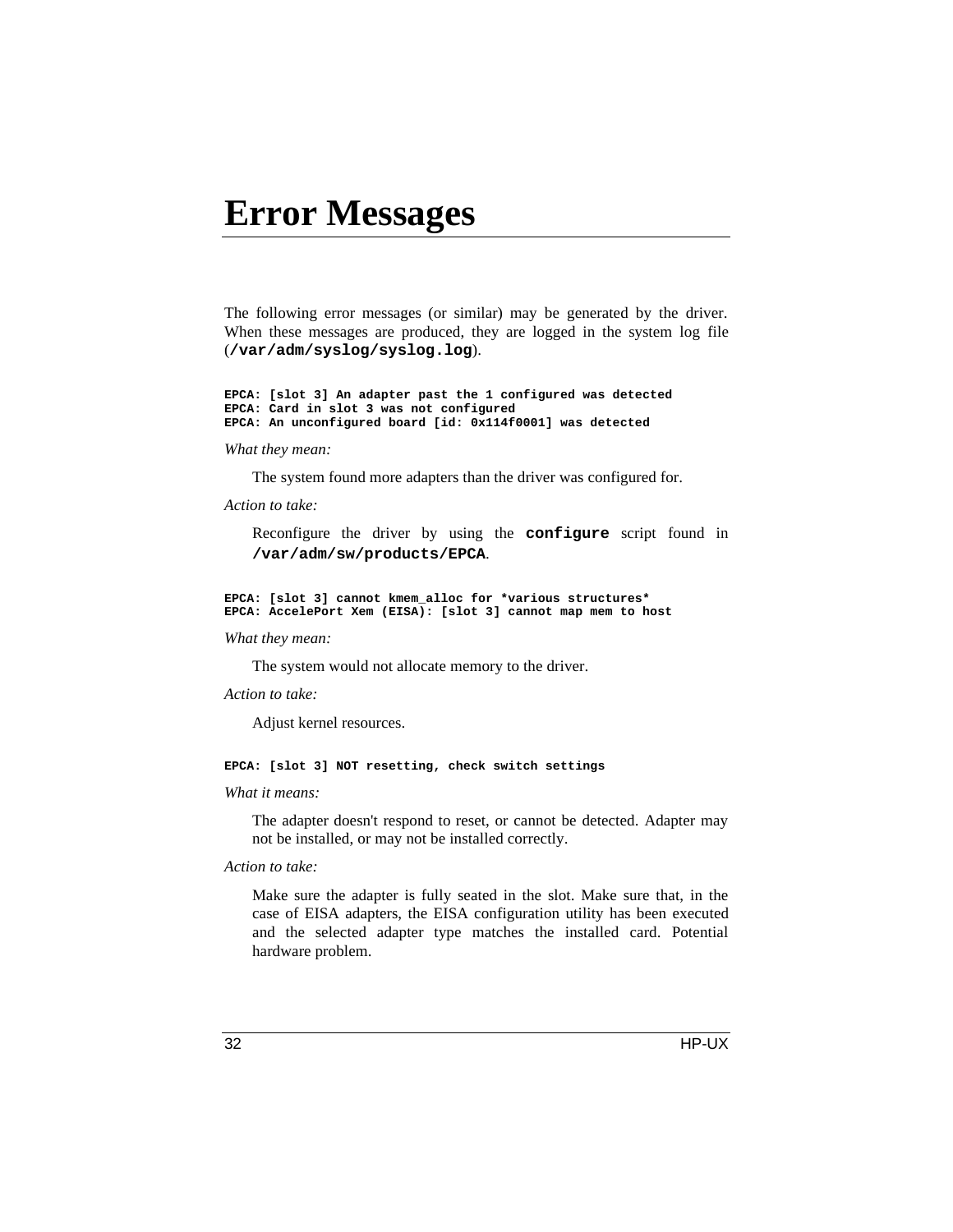# Error Messages

The following error messages (or similar) may be generated by the driver. When these messages are produced, they are logged in the system log file (**/var/adm/syslog/syslog.log**).

```
EPCA: [slot 3] An adapter past the 1 configured was detected
EPCA: Card in slot 3 was not configured
EPCA: An unconfigured board [id: 0x114f0001] was detected
```

*What they mean:*

The system found more adapters than the driver was configured for.

*Action to take:*

Reconfigure the driver by using the **configure** script found in **/var/adm/sw/products/EPCA**.

```
EPCA: [slot 3] cannot kmem_alloc for *various structures*
EPCA: AccelePort Xem (EISA): [slot 3] cannot map mem to host
```

*What they mean:*

The system would not allocate memory to the driver.

*Action to take:*

Adjust kernel resources.

```
EPCA: [slot 3] NOT resetting, check switch settings
```

*What it means:*

The adapter doesn't respond to reset, or cannot be detected. Adapter may not be installed, or may not be installed correctly.

*Action to take:*

Make sure the adapter is fully seated in the slot. Make sure that, in the case of EISA adapters, the EISA configuration utility has been executed and the selected adapter type matches the installed card. Potential hardware problem.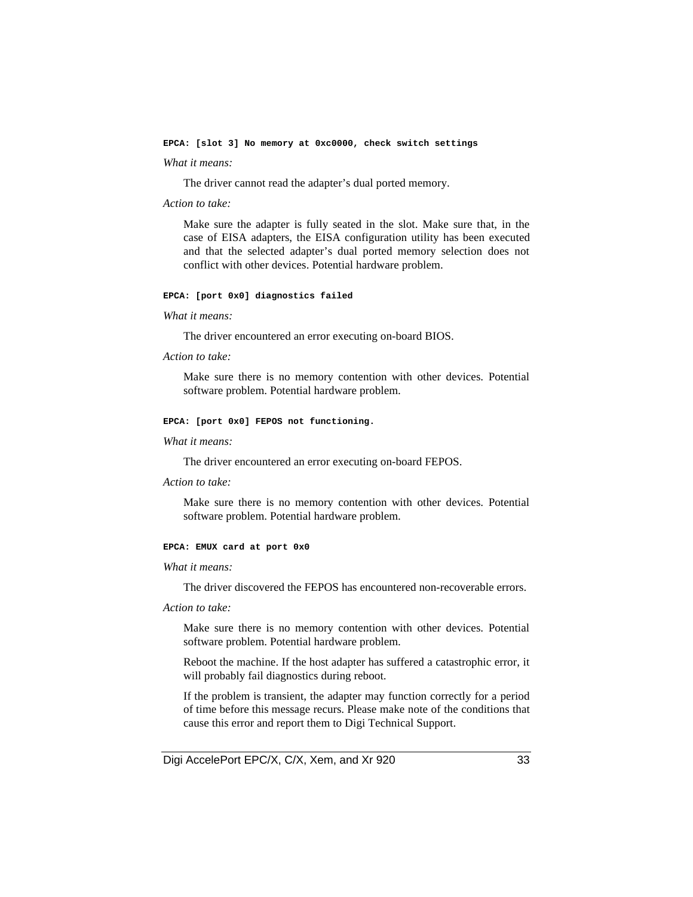**`EPCA: [slot 3] No memory at 0xc0000, check switch settings`**

*What it means:*

The driver cannot read the adapter's dual ported memory.

*Action to take:*

Make sure the adapter is fully seated in the slot. Make sure that, in the case of EISA adapters, the EISA configuration utility has been executed and that the selected adapter's dual ported memory selection does not conflict with other devices. Potential hardware problem.

**`EPCA: [port 0x0] diagnostics failed`**

*What it means:*

The driver encountered an error executing on-board BIOS.

*Action to take:*

Make sure there is no memory contention with other devices. Potential software problem. Potential hardware problem.

**`EPCA: [port 0x0] FEPOS not functioning.`**

*What it means:*

The driver encountered an error executing on-board FEPOS.

*Action to take:*

Make sure there is no memory contention with other devices. Potential software problem. Potential hardware problem.

**`EPCA: EMUX card at port 0x0`**

*What it means:*

The driver discovered the FEPOS has encountered non-recoverable errors.

*Action to take:*

Make sure there is no memory contention with other devices. Potential software problem. Potential hardware problem.

Reboot the machine. If the host adapter has suffered a catastrophic error, it will probably fail diagnostics during reboot.

If the problem is transient, the adapter may function correctly for a period of time before this message recurs. Please make note of the conditions that cause this error and report them to Digi Technical Support.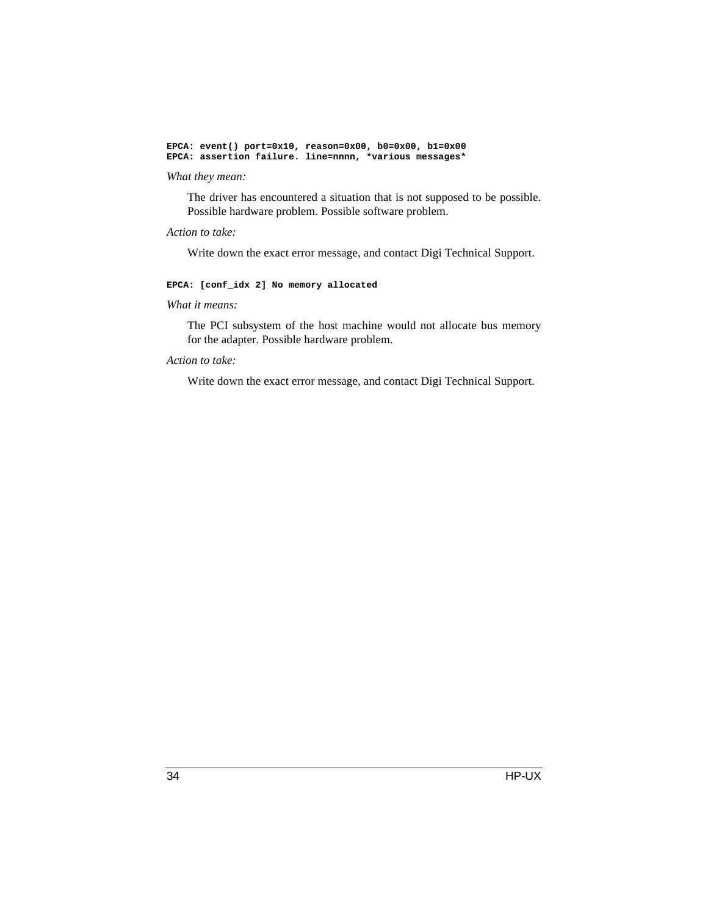```
EPCA: event() port=0x10, reason=0x00, b0=0x00, b1=0x00
EPCA: assertion failure. line=nnnn, *various messages*
```

*What they mean:*

The driver has encountered a situation that is not supposed to be possible. Possible hardware problem. Possible software problem.

*Action to take:*

Write down the exact error message, and contact Digi Technical Support.

```
EPCA: [conf_idx 2] No memory allocated
```

*What it means:*

The PCI subsystem of the host machine would not allocate bus memory for the adapter. Possible hardware problem.

*Action to take:*

Write down the exact error message, and contact Digi Technical Support.